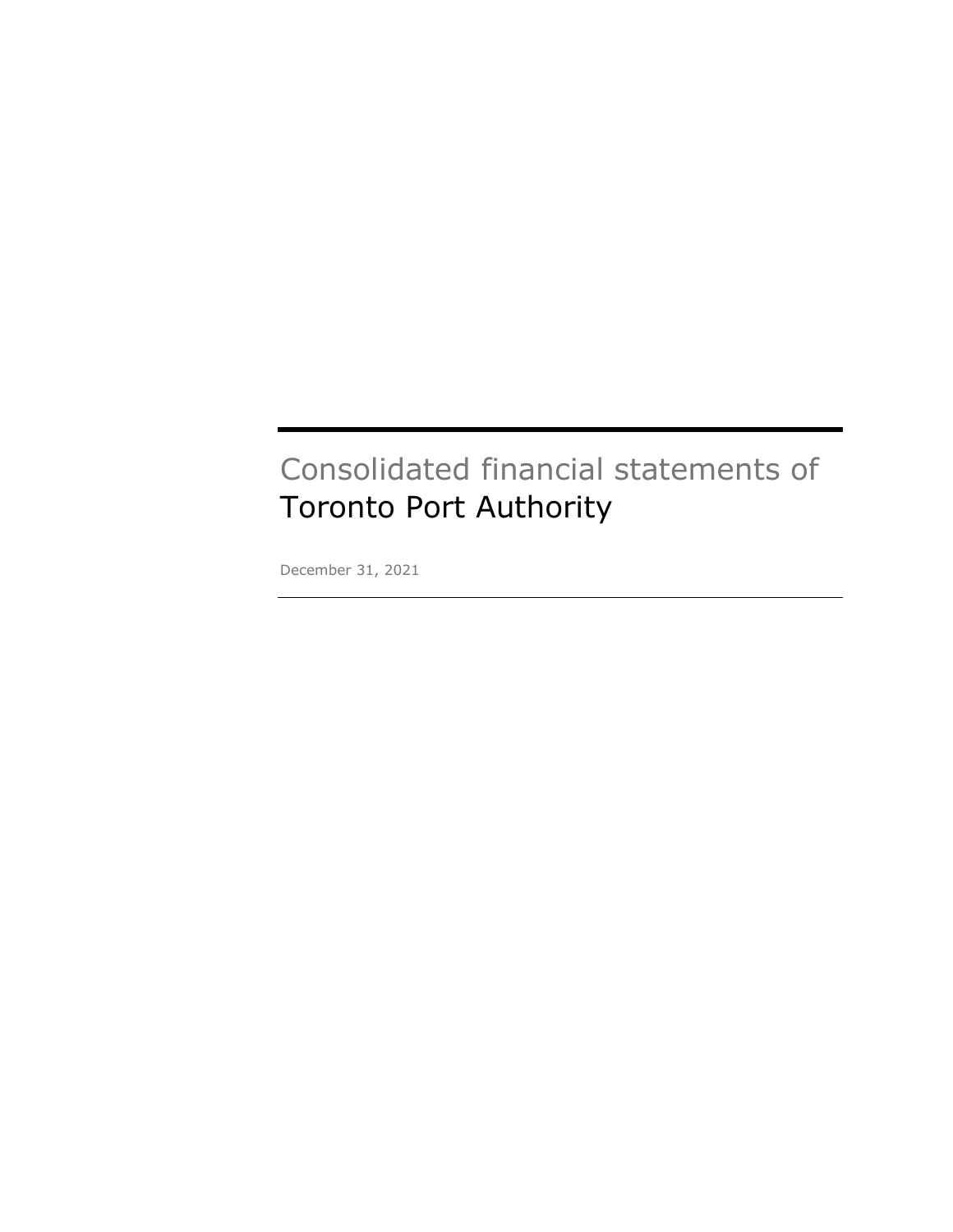# Consolidated financial statements of
# Toronto Port Authority

December 31, 2021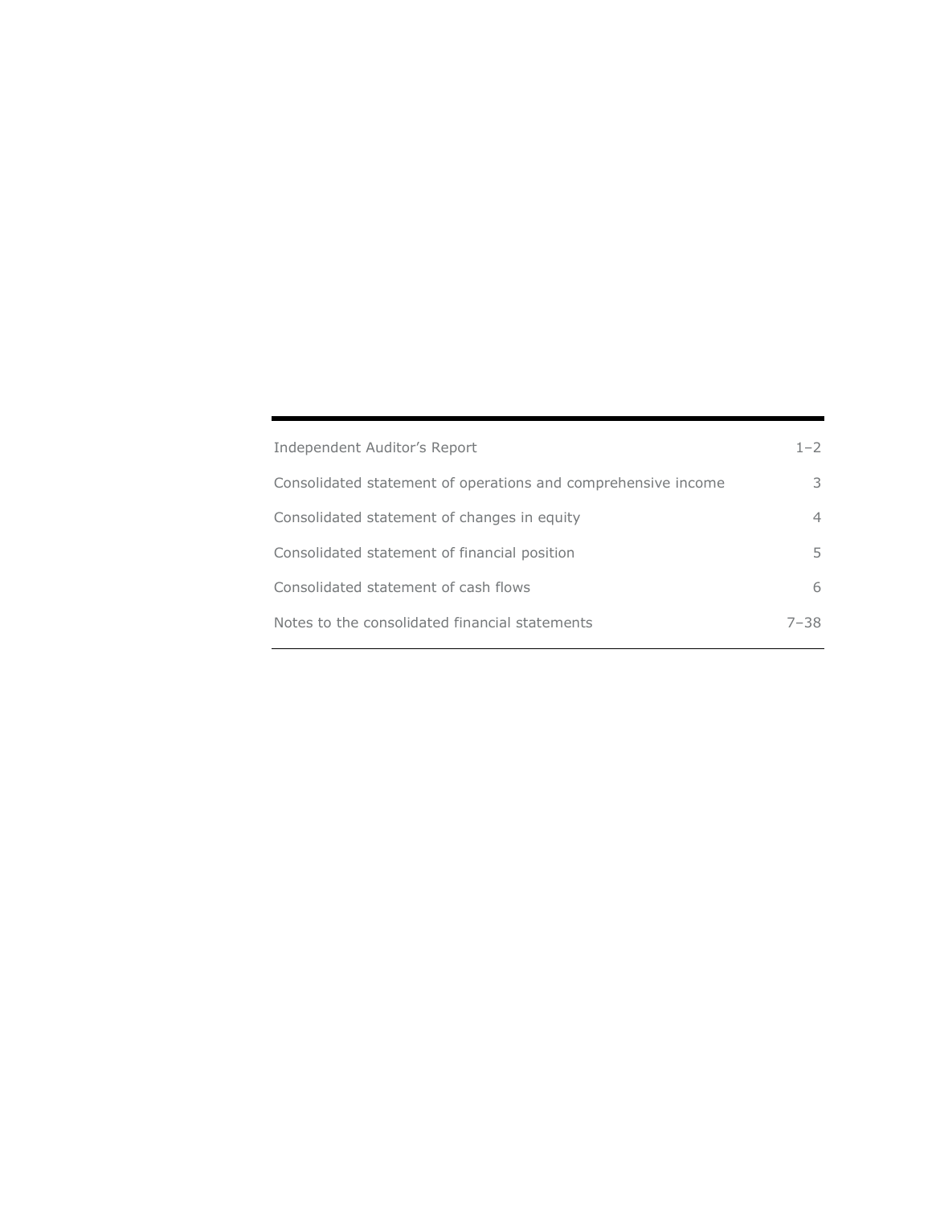| | |
|---|---|
| Independent Auditor’s Report | 1–2 |
| Consolidated statement of operations and comprehensive income | 3 |
| Consolidated statement of changes in equity | 4 |
| Consolidated statement of financial position | 5 |
| Consolidated statement of cash flows | 6 |
| Notes to the consolidated financial statements | 7–38 |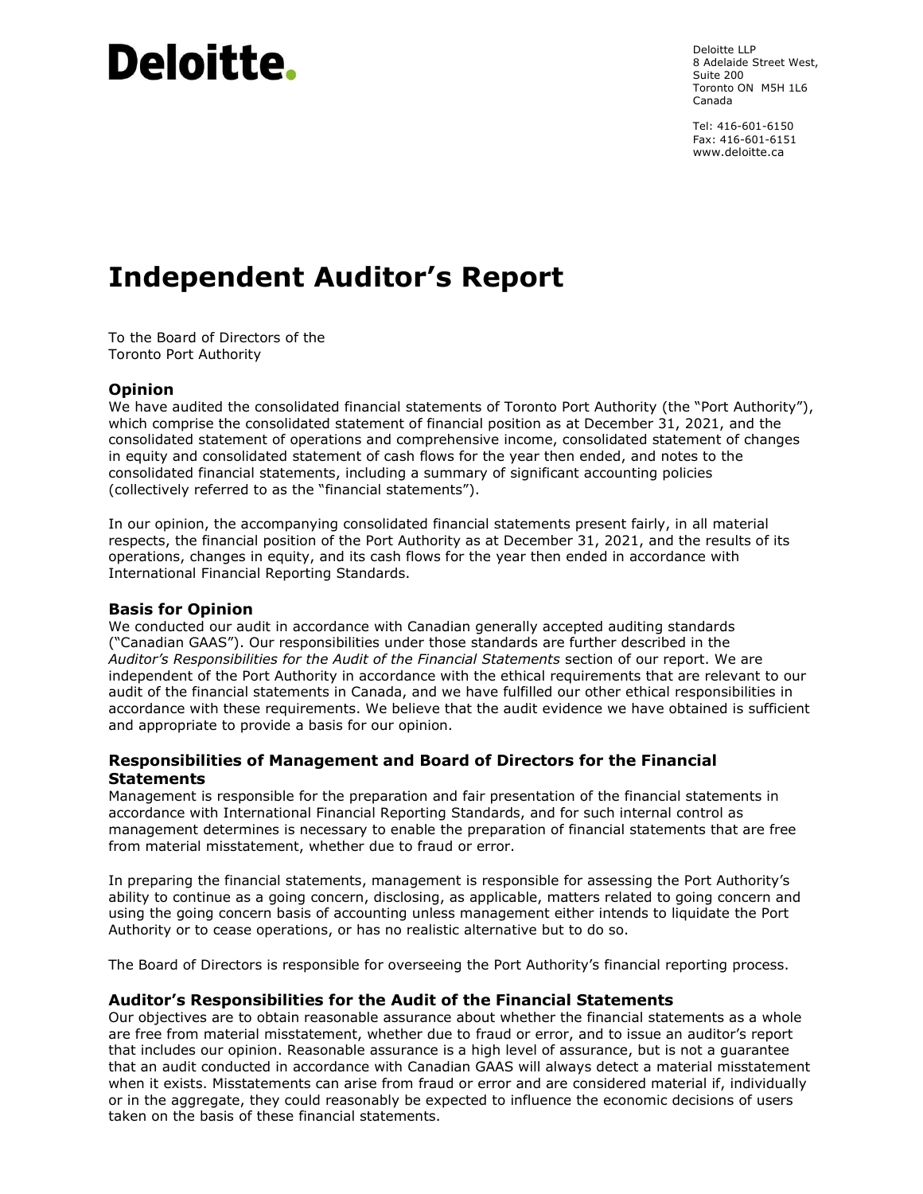Deloitte.

Deloitte LLP
8 Adelaide Street West,
Suite 200
Toronto ON M5H 1L6
Canada

Tel: 416-601-6150
Fax: 416-601-6151
www.deloitte.ca

# Independent Auditor's Report

To the Board of Directors of the
Toronto Port Authority

### Opinion

We have audited the consolidated financial statements of Toronto Port Authority (the "Port Authority"), which comprise the consolidated statement of financial position as at December 31, 2021, and the consolidated statement of operations and comprehensive income, consolidated statement of changes in equity and consolidated statement of cash flows for the year then ended, and notes to the consolidated financial statements, including a summary of significant accounting policies (collectively referred to as the "financial statements").

In our opinion, the accompanying consolidated financial statements present fairly, in all material respects, the financial position of the Port Authority as at December 31, 2021, and the results of its operations, changes in equity, and its cash flows for the year then ended in accordance with International Financial Reporting Standards.

### Basis for Opinion

We conducted our audit in accordance with Canadian generally accepted auditing standards ("Canadian GAAS"). Our responsibilities under those standards are further described in the *Auditor's Responsibilities for the Audit of the Financial Statements* section of our report. We are independent of the Port Authority in accordance with the ethical requirements that are relevant to our audit of the financial statements in Canada, and we have fulfilled our other ethical responsibilities in accordance with these requirements. We believe that the audit evidence we have obtained is sufficient and appropriate to provide a basis for our opinion.

### Responsibilities of Management and Board of Directors for the Financial Statements

Management is responsible for the preparation and fair presentation of the financial statements in accordance with International Financial Reporting Standards, and for such internal control as management determines is necessary to enable the preparation of financial statements that are free from material misstatement, whether due to fraud or error.

In preparing the financial statements, management is responsible for assessing the Port Authority's ability to continue as a going concern, disclosing, as applicable, matters related to going concern and using the going concern basis of accounting unless management either intends to liquidate the Port Authority or to cease operations, or has no realistic alternative but to do so.

The Board of Directors is responsible for overseeing the Port Authority's financial reporting process.

### Auditor's Responsibilities for the Audit of the Financial Statements

Our objectives are to obtain reasonable assurance about whether the financial statements as a whole are free from material misstatement, whether due to fraud or error, and to issue an auditor's report that includes our opinion. Reasonable assurance is a high level of assurance, but is not a guarantee that an audit conducted in accordance with Canadian GAAS will always detect a material misstatement when it exists. Misstatements can arise from fraud or error and are considered material if, individually or in the aggregate, they could reasonably be expected to influence the economic decisions of users taken on the basis of these financial statements.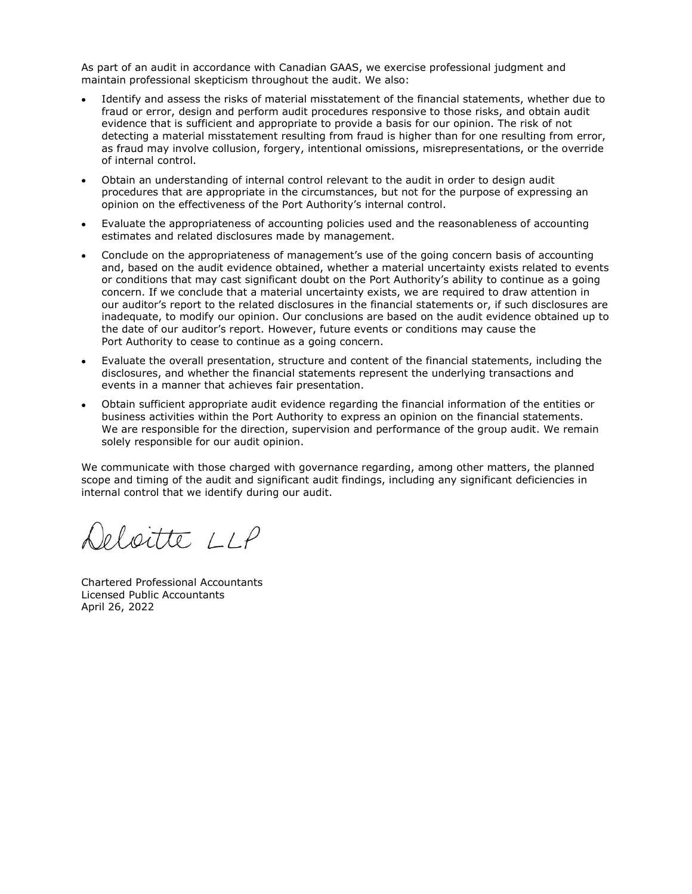As part of an audit in accordance with Canadian GAAS, we exercise professional judgment and maintain professional skepticism throughout the audit. We also:

- Identify and assess the risks of material misstatement of the financial statements, whether due to fraud or error, design and perform audit procedures responsive to those risks, and obtain audit evidence that is sufficient and appropriate to provide a basis for our opinion. The risk of not detecting a material misstatement resulting from fraud is higher than for one resulting from error, as fraud may involve collusion, forgery, intentional omissions, misrepresentations, or the override of internal control.
- Obtain an understanding of internal control relevant to the audit in order to design audit procedures that are appropriate in the circumstances, but not for the purpose of expressing an opinion on the effectiveness of the Port Authority's internal control.
- Evaluate the appropriateness of accounting policies used and the reasonableness of accounting estimates and related disclosures made by management.
- Conclude on the appropriateness of management's use of the going concern basis of accounting and, based on the audit evidence obtained, whether a material uncertainty exists related to events or conditions that may cast significant doubt on the Port Authority's ability to continue as a going concern. If we conclude that a material uncertainty exists, we are required to draw attention in our auditor's report to the related disclosures in the financial statements or, if such disclosures are inadequate, to modify our opinion. Our conclusions are based on the audit evidence obtained up to the date of our auditor's report. However, future events or conditions may cause the Port Authority to cease to continue as a going concern.
- Evaluate the overall presentation, structure and content of the financial statements, including the disclosures, and whether the financial statements represent the underlying transactions and events in a manner that achieves fair presentation.
- Obtain sufficient appropriate audit evidence regarding the financial information of the entities or business activities within the Port Authority to express an opinion on the financial statements. We are responsible for the direction, supervision and performance of the group audit. We remain solely responsible for our audit opinion.

We communicate with those charged with governance regarding, among other matters, the planned scope and timing of the audit and significant audit findings, including any significant deficiencies in internal control that we identify during our audit.

Deloitte LLP

Chartered Professional Accountants
Licensed Public Accountants
April 26, 2022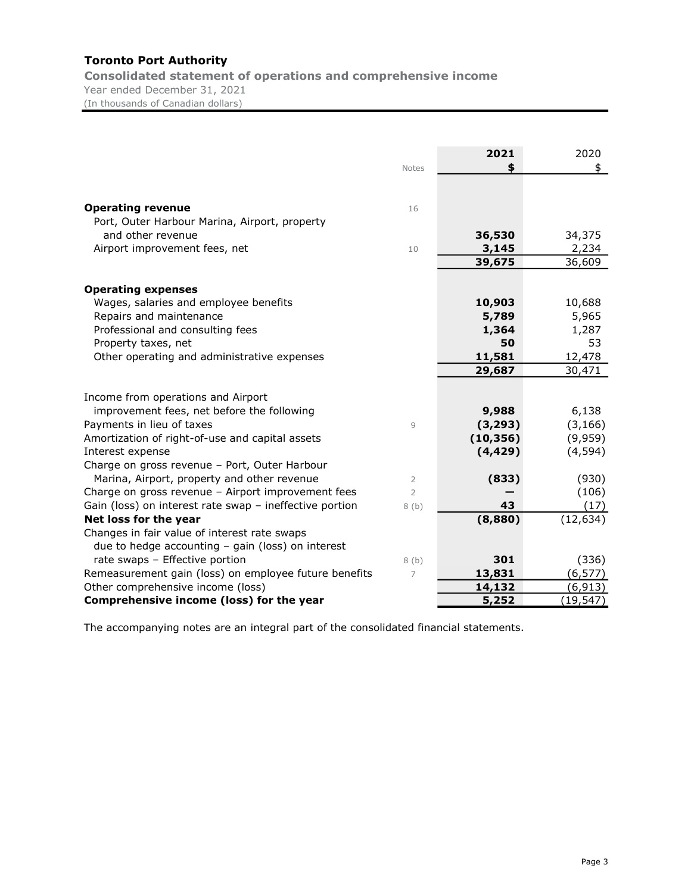# Toronto Port Authority

## Consolidated statement of operations and comprehensive income

Year ended December 31, 2021
(In thousands of Canadian dollars)

| | Notes | **2021** **$** | 2020 $ |
|---|---|---|---|
| **Operating revenue** | 16 | | |
| Port, Outer Harbour Marina, Airport, property and other revenue | | **36,530** | 34,375 |
| Airport improvement fees, net | 10 | **3,145** | 2,234 |
| | | **39,675** | 36,609 |
| **Operating expenses** | | | |
| Wages, salaries and employee benefits | | **10,903** | 10,688 |
| Repairs and maintenance | | **5,789** | 5,965 |
| Professional and consulting fees | | **1,364** | 1,287 |
| Property taxes, net | | **50** | 53 |
| Other operating and administrative expenses | | **11,581** | 12,478 |
| | | **29,687** | 30,471 |
| Income from operations and Airport improvement fees, net before the following | | **9,988** | 6,138 |
| Payments in lieu of taxes | 9 | **(3,293)** | (3,166) |
| Amortization of right-of-use and capital assets | | **(10,356)** | (9,959) |
| Interest expense | | **(4,429)** | (4,594) |
| Charge on gross revenue – Port, Outer Harbour Marina, Airport, property and other revenue | 2 | **(833)** | (930) |
| Charge on gross revenue – Airport improvement fees | 2 | **—** | (106) |
| Gain (loss) on interest rate swap – ineffective portion | 8 (b) | **43** | (17) |
| **Net loss for the year** | | **(8,880)** | (12,634) |
| Changes in fair value of interest rate swaps due to hedge accounting – gain (loss) on interest rate swaps – Effective portion | 8 (b) | **301** | (336) |
| Remeasurement gain (loss) on employee future benefits | 7 | **13,831** | (6,577) |
| Other comprehensive income (loss) | | **14,132** | (6,913) |
| **Comprehensive income (loss) for the year** | | **5,252** | (19,547) |

The accompanying notes are an integral part of the consolidated financial statements.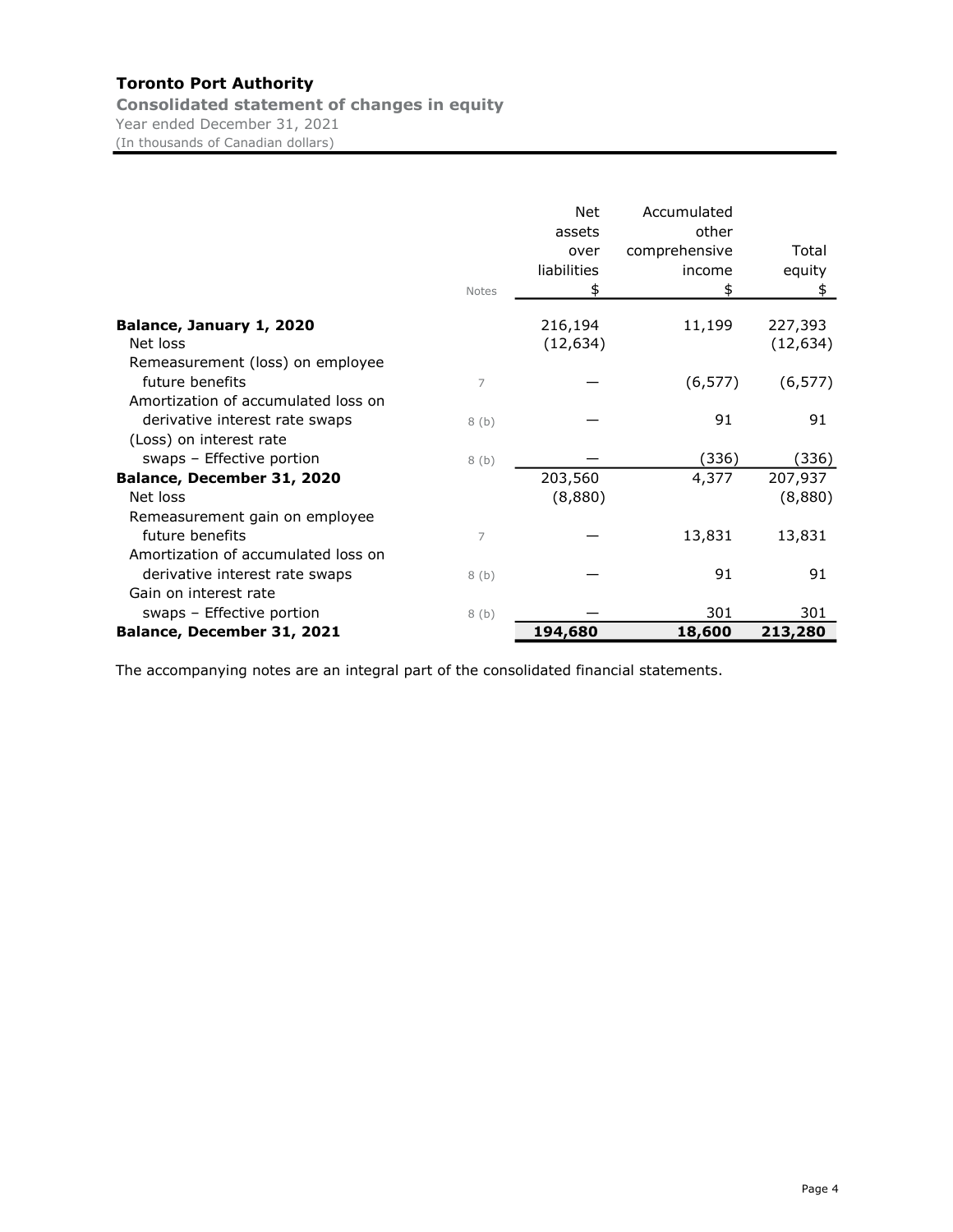# Toronto Port Authority

## Consolidated statement of changes in equity

Year ended December 31, 2021

(In thousands of Canadian dollars)

| | Notes | Net assets over liabilities $ | Accumulated other comprehensive income $ | Total equity $ |
|---|---|---|---|---|
| **Balance, January 1, 2020** | | 216,194 | 11,199 | 227,393 |
| Net loss | | (12,634) | | (12,634) |
| Remeasurement (loss) on employee future benefits | 7 | — | (6,577) | (6,577) |
| Amortization of accumulated loss on derivative interest rate swaps | 8 (b) | — | 91 | 91 |
| (Loss) on interest rate swaps – Effective portion | 8 (b) | — | (336) | (336) |
| **Balance, December 31, 2020** | | 203,560 | 4,377 | 207,937 |
| Net loss | | (8,880) | | (8,880) |
| Remeasurement gain on employee future benefits | 7 | — | 13,831 | 13,831 |
| Amortization of accumulated loss on derivative interest rate swaps | 8 (b) | — | 91 | 91 |
| Gain on interest rate swaps – Effective portion | 8 (b) | — | 301 | 301 |
| **Balance, December 31, 2021** | | **194,680** | **18,600** | **213,280** |

The accompanying notes are an integral part of the consolidated financial statements.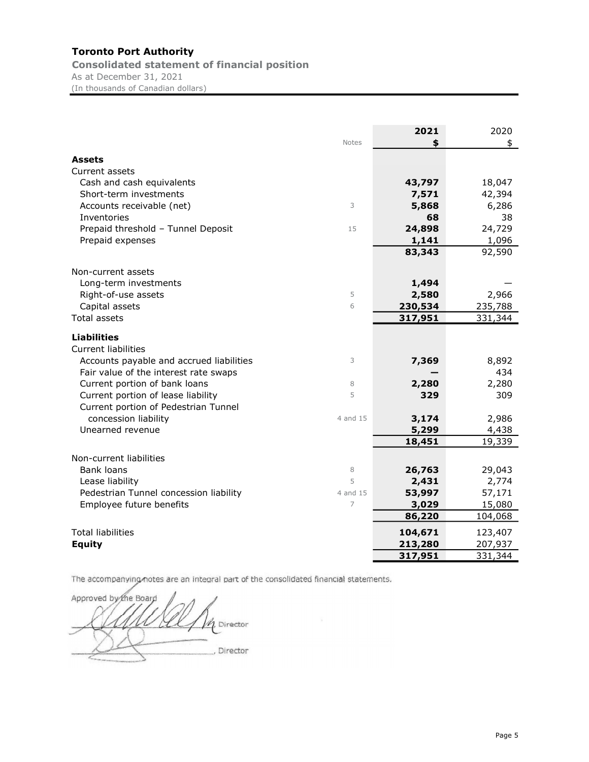**Toronto Port Authority**

**Consolidated statement of financial position**

As at December 31, 2021

(In thousands of Canadian dollars)

| | Notes | **2021** | 2020 |
|---|---|---|---|
| | | **$** | $ |
| **Assets** | | | |
| Current assets | | | |
| Cash and cash equivalents | | **43,797** | 18,047 |
| Short-term investments | | **7,571** | 42,394 |
| Accounts receivable (net) | 3 | **5,868** | 6,286 |
| Inventories | | **68** | 38 |
| Prepaid threshold – Tunnel Deposit | 15 | **24,898** | 24,729 |
| Prepaid expenses | | **1,141** | 1,096 |
| | | **83,343** | 92,590 |
| Non-current assets | | | |
| Long-term investments | | **1,494** | — |
| Right-of-use assets | 5 | **2,580** | 2,966 |
| Capital assets | 6 | **230,534** | 235,788 |
| Total assets | | **317,951** | 331,344 |
| **Liabilities** | | | |
| Current liabilities | | | |
| Accounts payable and accrued liabilities | 3 | **7,369** | 8,892 |
| Fair value of the interest rate swaps | | **—** | 434 |
| Current portion of bank loans | 8 | **2,280** | 2,280 |
| Current portion of lease liability | 5 | **329** | 309 |
| Current portion of Pedestrian Tunnel concession liability | 4 and 15 | **3,174** | 2,986 |
| Unearned revenue | | **5,299** | 4,438 |
| | | **18,451** | 19,339 |
| Non-current liabilities | | | |
| Bank loans | 8 | **26,763** | 29,043 |
| Lease liability | 5 | **2,431** | 2,774 |
| Pedestrian Tunnel concession liability | 4 and 15 | **53,997** | 57,171 |
| Employee future benefits | 7 | **3,029** | 15,080 |
| | | **86,220** | 104,068 |
| Total liabilities | | **104,671** | 123,407 |
| **Equity** | | **213,280** | 207,937 |
| | | **317,951** | 331,344 |

The accompanying notes are an integral part of the consolidated financial statements.

Approved by the Board

_______________________, Director

_______________________, Director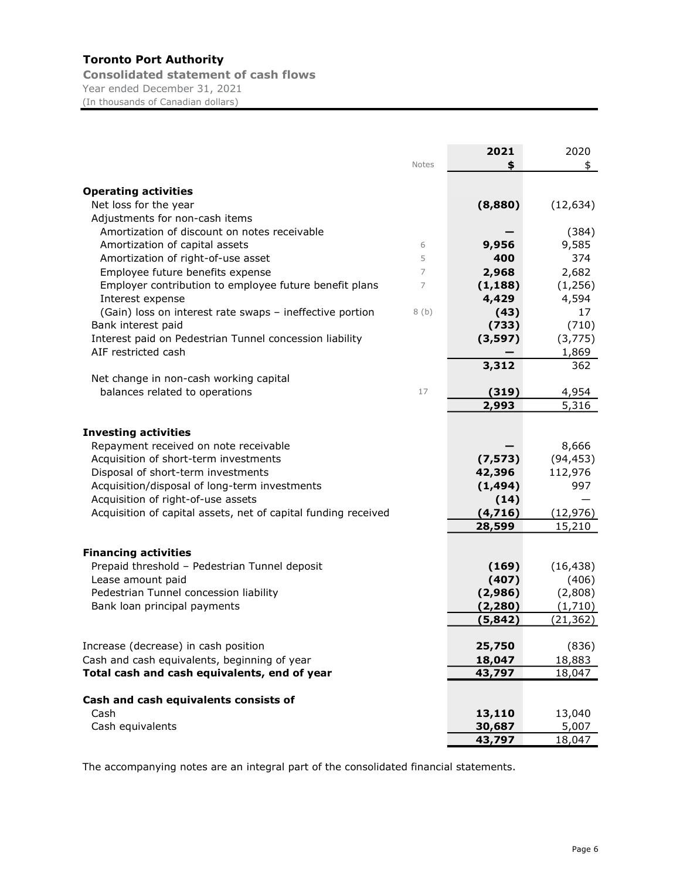# Toronto Port Authority

## Consolidated statement of cash flows

Year ended December 31, 2021

(In thousands of Canadian dollars)

| | Notes | 2021 $ | 2020 $ |
|---|---|---|---|
| **Operating activities** | | | |
| Net loss for the year | | **(8,880)** | (12,634) |
| Adjustments for non-cash items | | | |
| Amortization of discount on notes receivable | | **—** | (384) |
| Amortization of capital assets | 6 | **9,956** | 9,585 |
| Amortization of right-of-use asset | 5 | **400** | 374 |
| Employee future benefits expense | 7 | **2,968** | 2,682 |
| Employer contribution to employee future benefit plans | 7 | **(1,188)** | (1,256) |
| Interest expense | | **4,429** | 4,594 |
| (Gain) loss on interest rate swaps – ineffective portion | 8 (b) | **(43)** | 17 |
| Bank interest paid | | **(733)** | (710) |
| Interest paid on Pedestrian Tunnel concession liability | | **(3,597)** | (3,775) |
| AIF restricted cash | | **—** | 1,869 |
| | | **3,312** | 362 |
| Net change in non-cash working capital balances related to operations | 17 | **(319)** | 4,954 |
| | | **2,993** | 5,316 |
| **Investing activities** | | | |
| Repayment received on note receivable | | **—** | 8,666 |
| Acquisition of short-term investments | | **(7,573)** | (94,453) |
| Disposal of short-term investments | | **42,396** | 112,976 |
| Acquisition/disposal of long-term investments | | **(1,494)** | 997 |
| Acquisition of right-of-use assets | | **(14)** | — |
| Acquisition of capital assets, net of capital funding received | | **(4,716)** | (12,976) |
| | | **28,599** | 15,210 |
| **Financing activities** | | | |
| Prepaid threshold – Pedestrian Tunnel deposit | | **(169)** | (16,438) |
| Lease amount paid | | **(407)** | (406) |
| Pedestrian Tunnel concession liability | | **(2,986)** | (2,808) |
| Bank loan principal payments | | **(2,280)** | (1,710) |
| | | **(5,842)** | (21,362) |
| Increase (decrease) in cash position | | **25,750** | (836) |
| Cash and cash equivalents, beginning of year | | **18,047** | 18,883 |
| **Total cash and cash equivalents, end of year** | | **43,797** | 18,047 |
| **Cash and cash equivalents consists of** | | | |
| Cash | | **13,110** | 13,040 |
| Cash equivalents | | **30,687** | 5,007 |
| | | **43,797** | 18,047 |

The accompanying notes are an integral part of the consolidated financial statements.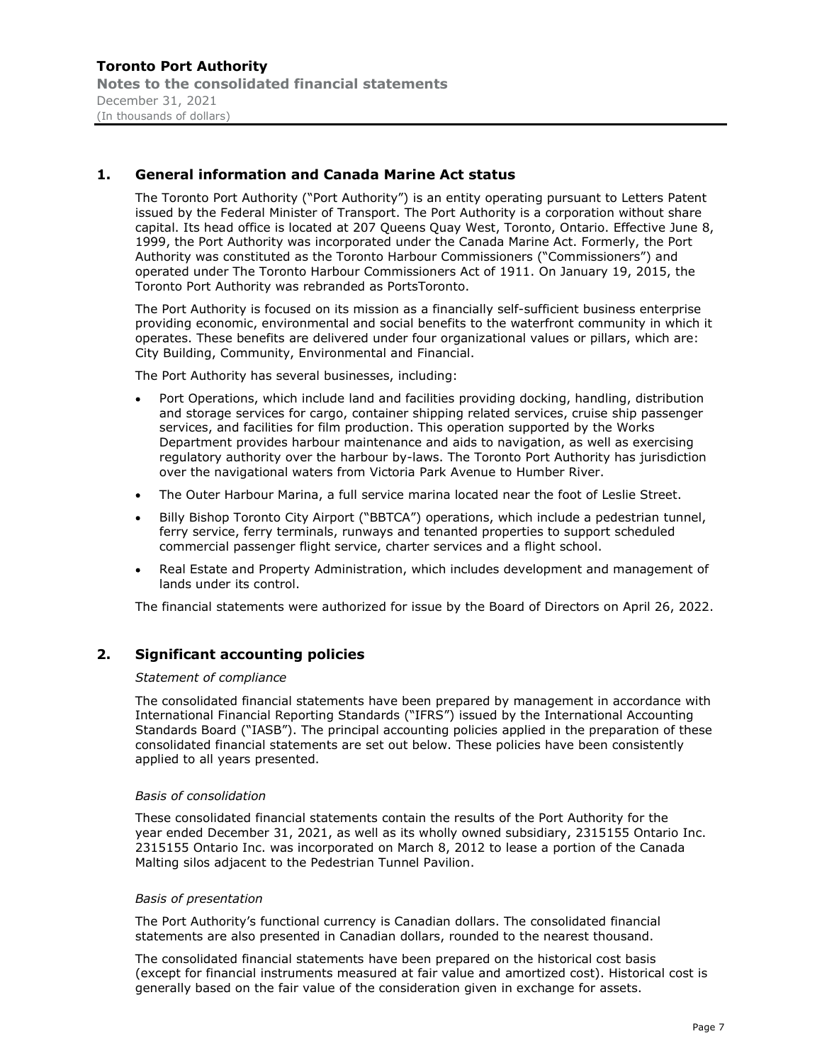## 1. General information and Canada Marine Act status

The Toronto Port Authority ("Port Authority") is an entity operating pursuant to Letters Patent issued by the Federal Minister of Transport. The Port Authority is a corporation without share capital. Its head office is located at 207 Queens Quay West, Toronto, Ontario. Effective June 8, 1999, the Port Authority was incorporated under the Canada Marine Act. Formerly, the Port Authority was constituted as the Toronto Harbour Commissioners ("Commissioners") and operated under The Toronto Harbour Commissioners Act of 1911. On January 19, 2015, the Toronto Port Authority was rebranded as PortsToronto.

The Port Authority is focused on its mission as a financially self-sufficient business enterprise providing economic, environmental and social benefits to the waterfront community in which it operates. These benefits are delivered under four organizational values or pillars, which are: City Building, Community, Environmental and Financial.

The Port Authority has several businesses, including:

- Port Operations, which include land and facilities providing docking, handling, distribution and storage services for cargo, container shipping related services, cruise ship passenger services, and facilities for film production. This operation supported by the Works Department provides harbour maintenance and aids to navigation, as well as exercising regulatory authority over the harbour by-laws. The Toronto Port Authority has jurisdiction over the navigational waters from Victoria Park Avenue to Humber River.
- The Outer Harbour Marina, a full service marina located near the foot of Leslie Street.
- Billy Bishop Toronto City Airport ("BBTCA") operations, which include a pedestrian tunnel, ferry service, ferry terminals, runways and tenanted properties to support scheduled commercial passenger flight service, charter services and a flight school.
- Real Estate and Property Administration, which includes development and management of lands under its control.

The financial statements were authorized for issue by the Board of Directors on April 26, 2022.

## 2. Significant accounting policies

*Statement of compliance*

The consolidated financial statements have been prepared by management in accordance with International Financial Reporting Standards ("IFRS") issued by the International Accounting Standards Board ("IASB"). The principal accounting policies applied in the preparation of these consolidated financial statements are set out below. These policies have been consistently applied to all years presented.

*Basis of consolidation*

These consolidated financial statements contain the results of the Port Authority for the year ended December 31, 2021, as well as its wholly owned subsidiary, 2315155 Ontario Inc. 2315155 Ontario Inc. was incorporated on March 8, 2012 to lease a portion of the Canada Malting silos adjacent to the Pedestrian Tunnel Pavilion.

*Basis of presentation*

The Port Authority's functional currency is Canadian dollars. The consolidated financial statements are also presented in Canadian dollars, rounded to the nearest thousand.

The consolidated financial statements have been prepared on the historical cost basis (except for financial instruments measured at fair value and amortized cost). Historical cost is generally based on the fair value of the consideration given in exchange for assets.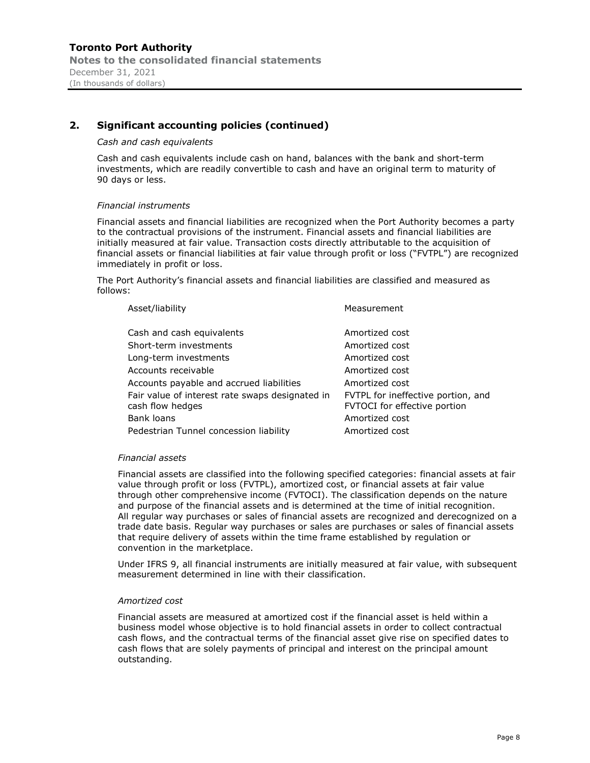## 2. Significant accounting policies (continued)

*Cash and cash equivalents*

Cash and cash equivalents include cash on hand, balances with the bank and short-term investments, which are readily convertible to cash and have an original term to maturity of 90 days or less.

*Financial instruments*

Financial assets and financial liabilities are recognized when the Port Authority becomes a party to the contractual provisions of the instrument. Financial assets and financial liabilities are initially measured at fair value. Transaction costs directly attributable to the acquisition of financial assets or financial liabilities at fair value through profit or loss ("FVTPL") are recognized immediately in profit or loss.

The Port Authority's financial assets and financial liabilities are classified and measured as follows:

| Asset/liability | Measurement |
|---|---|
| Cash and cash equivalents | Amortized cost |
| Short-term investments | Amortized cost |
| Long-term investments | Amortized cost |
| Accounts receivable | Amortized cost |
| Accounts payable and accrued liabilities | Amortized cost |
| Fair value of interest rate swaps designated in cash flow hedges | FVTPL for ineffective portion, and FVTOCI for effective portion |
| Bank loans | Amortized cost |
| Pedestrian Tunnel concession liability | Amortized cost |

*Financial assets*

Financial assets are classified into the following specified categories: financial assets at fair value through profit or loss (FVTPL), amortized cost, or financial assets at fair value through other comprehensive income (FVTOCI). The classification depends on the nature and purpose of the financial assets and is determined at the time of initial recognition. All regular way purchases or sales of financial assets are recognized and derecognized on a trade date basis. Regular way purchases or sales are purchases or sales of financial assets that require delivery of assets within the time frame established by regulation or convention in the marketplace.

Under IFRS 9, all financial instruments are initially measured at fair value, with subsequent measurement determined in line with their classification.

*Amortized cost*

Financial assets are measured at amortized cost if the financial asset is held within a business model whose objective is to hold financial assets in order to collect contractual cash flows, and the contractual terms of the financial asset give rise on specified dates to cash flows that are solely payments of principal and interest on the principal amount outstanding.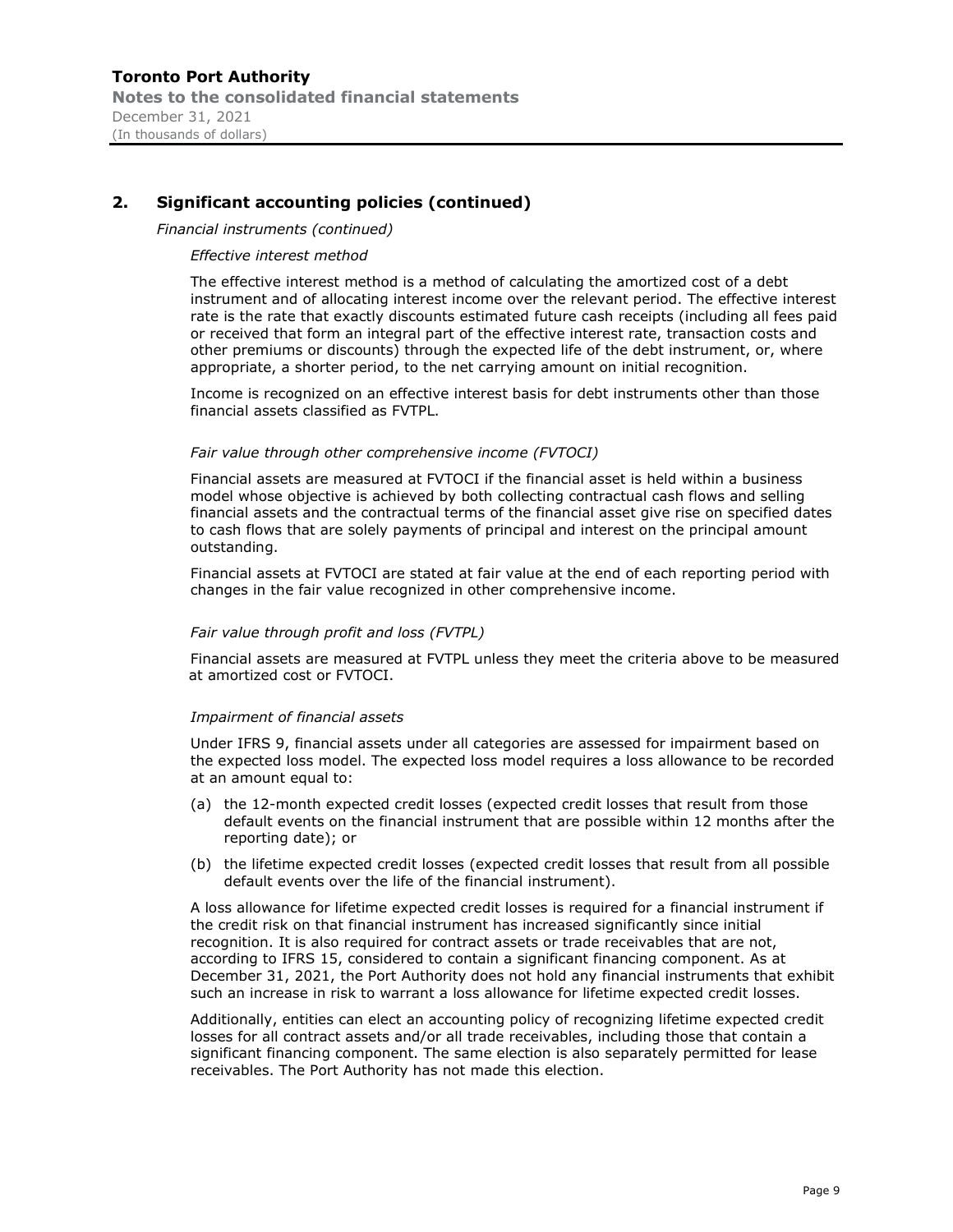## 2. Significant accounting policies (continued)

*Financial instruments (continued)*

*Effective interest method*

The effective interest method is a method of calculating the amortized cost of a debt instrument and of allocating interest income over the relevant period. The effective interest rate is the rate that exactly discounts estimated future cash receipts (including all fees paid or received that form an integral part of the effective interest rate, transaction costs and other premiums or discounts) through the expected life of the debt instrument, or, where appropriate, a shorter period, to the net carrying amount on initial recognition.

Income is recognized on an effective interest basis for debt instruments other than those financial assets classified as FVTPL.

*Fair value through other comprehensive income (FVTOCI)*

Financial assets are measured at FVTOCI if the financial asset is held within a business model whose objective is achieved by both collecting contractual cash flows and selling financial assets and the contractual terms of the financial asset give rise on specified dates to cash flows that are solely payments of principal and interest on the principal amount outstanding.

Financial assets at FVTOCI are stated at fair value at the end of each reporting period with changes in the fair value recognized in other comprehensive income.

*Fair value through profit and loss (FVTPL)*

Financial assets are measured at FVTPL unless they meet the criteria above to be measured at amortized cost or FVTOCI.

*Impairment of financial assets*

Under IFRS 9, financial assets under all categories are assessed for impairment based on the expected loss model. The expected loss model requires a loss allowance to be recorded at an amount equal to:

(a) the 12-month expected credit losses (expected credit losses that result from those default events on the financial instrument that are possible within 12 months after the reporting date); or

(b) the lifetime expected credit losses (expected credit losses that result from all possible default events over the life of the financial instrument).

A loss allowance for lifetime expected credit losses is required for a financial instrument if the credit risk on that financial instrument has increased significantly since initial recognition. It is also required for contract assets or trade receivables that are not, according to IFRS 15, considered to contain a significant financing component. As at December 31, 2021, the Port Authority does not hold any financial instruments that exhibit such an increase in risk to warrant a loss allowance for lifetime expected credit losses.

Additionally, entities can elect an accounting policy of recognizing lifetime expected credit losses for all contract assets and/or all trade receivables, including those that contain a significant financing component. The same election is also separately permitted for lease receivables. The Port Authority has not made this election.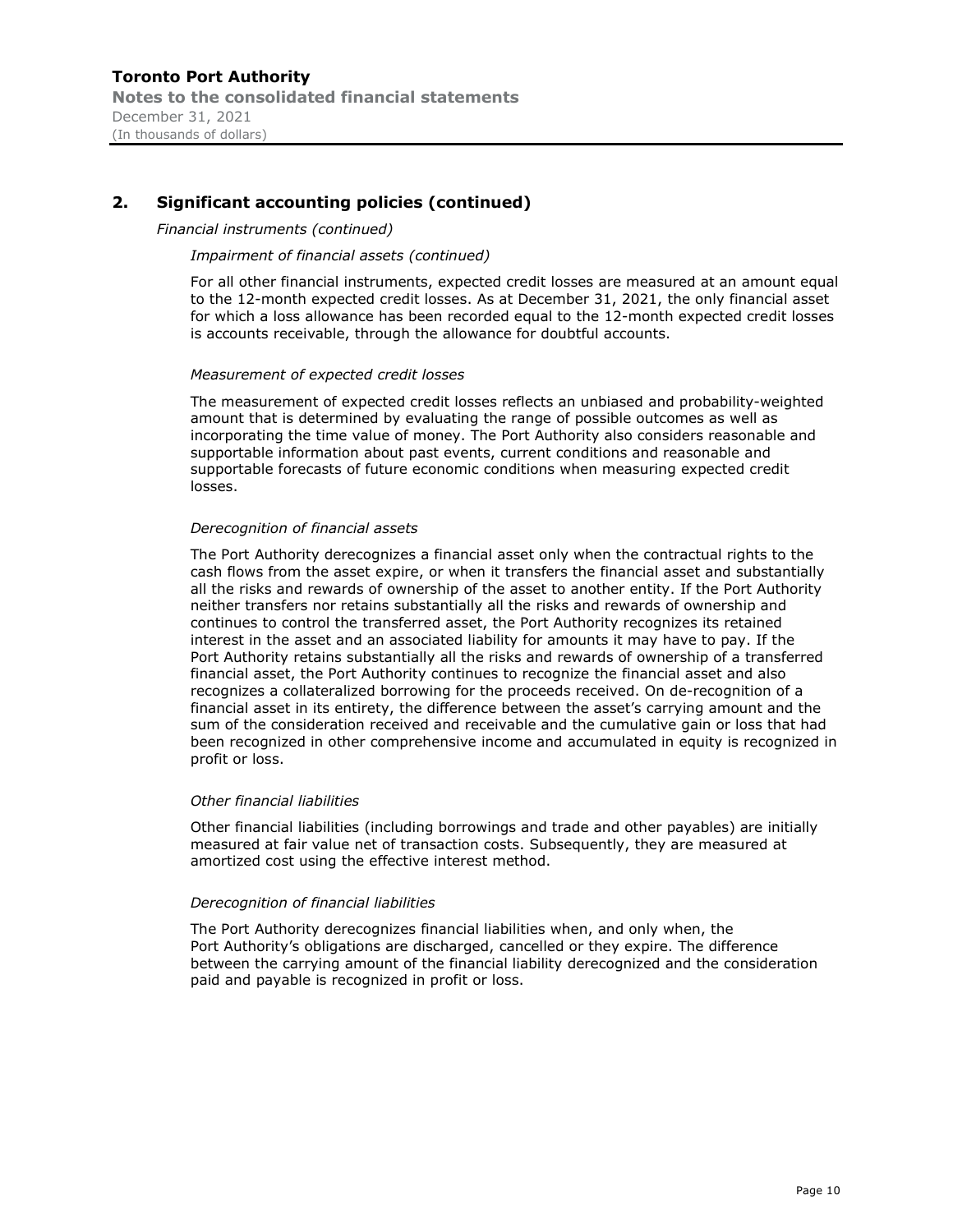## 2. Significant accounting policies (continued)

*Financial instruments (continued)*

*Impairment of financial assets (continued)*

For all other financial instruments, expected credit losses are measured at an amount equal to the 12-month expected credit losses. As at December 31, 2021, the only financial asset for which a loss allowance has been recorded equal to the 12-month expected credit losses is accounts receivable, through the allowance for doubtful accounts.

*Measurement of expected credit losses*

The measurement of expected credit losses reflects an unbiased and probability-weighted amount that is determined by evaluating the range of possible outcomes as well as incorporating the time value of money. The Port Authority also considers reasonable and supportable information about past events, current conditions and reasonable and supportable forecasts of future economic conditions when measuring expected credit losses.

*Derecognition of financial assets*

The Port Authority derecognizes a financial asset only when the contractual rights to the cash flows from the asset expire, or when it transfers the financial asset and substantially all the risks and rewards of ownership of the asset to another entity. If the Port Authority neither transfers nor retains substantially all the risks and rewards of ownership and continues to control the transferred asset, the Port Authority recognizes its retained interest in the asset and an associated liability for amounts it may have to pay. If the Port Authority retains substantially all the risks and rewards of ownership of a transferred financial asset, the Port Authority continues to recognize the financial asset and also recognizes a collateralized borrowing for the proceeds received. On de-recognition of a financial asset in its entirety, the difference between the asset's carrying amount and the sum of the consideration received and receivable and the cumulative gain or loss that had been recognized in other comprehensive income and accumulated in equity is recognized in profit or loss.

*Other financial liabilities*

Other financial liabilities (including borrowings and trade and other payables) are initially measured at fair value net of transaction costs. Subsequently, they are measured at amortized cost using the effective interest method.

*Derecognition of financial liabilities*

The Port Authority derecognizes financial liabilities when, and only when, the Port Authority's obligations are discharged, cancelled or they expire. The difference between the carrying amount of the financial liability derecognized and the consideration paid and payable is recognized in profit or loss.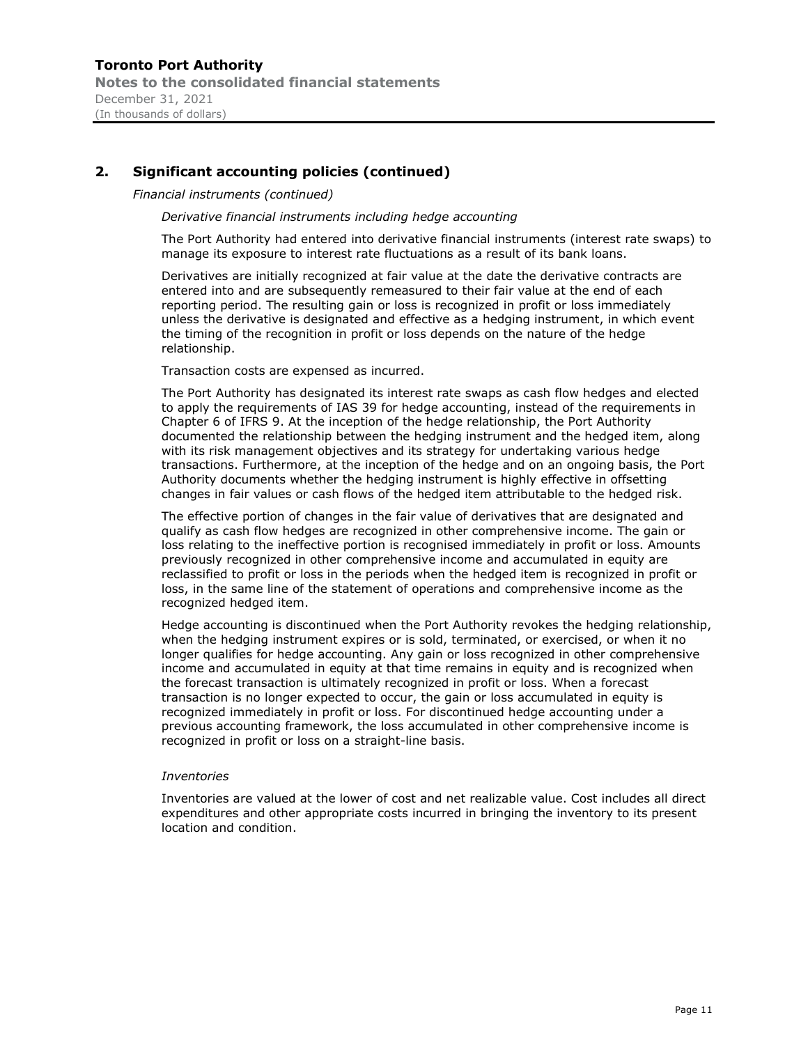## 2. Significant accounting policies (continued)

*Financial instruments (continued)*

*Derivative financial instruments including hedge accounting*

The Port Authority had entered into derivative financial instruments (interest rate swaps) to manage its exposure to interest rate fluctuations as a result of its bank loans.

Derivatives are initially recognized at fair value at the date the derivative contracts are entered into and are subsequently remeasured to their fair value at the end of each reporting period. The resulting gain or loss is recognized in profit or loss immediately unless the derivative is designated and effective as a hedging instrument, in which event the timing of the recognition in profit or loss depends on the nature of the hedge relationship.

Transaction costs are expensed as incurred.

The Port Authority has designated its interest rate swaps as cash flow hedges and elected to apply the requirements of IAS 39 for hedge accounting, instead of the requirements in Chapter 6 of IFRS 9. At the inception of the hedge relationship, the Port Authority documented the relationship between the hedging instrument and the hedged item, along with its risk management objectives and its strategy for undertaking various hedge transactions. Furthermore, at the inception of the hedge and on an ongoing basis, the Port Authority documents whether the hedging instrument is highly effective in offsetting changes in fair values or cash flows of the hedged item attributable to the hedged risk.

The effective portion of changes in the fair value of derivatives that are designated and qualify as cash flow hedges are recognized in other comprehensive income. The gain or loss relating to the ineffective portion is recognised immediately in profit or loss. Amounts previously recognized in other comprehensive income and accumulated in equity are reclassified to profit or loss in the periods when the hedged item is recognized in profit or loss, in the same line of the statement of operations and comprehensive income as the recognized hedged item.

Hedge accounting is discontinued when the Port Authority revokes the hedging relationship, when the hedging instrument expires or is sold, terminated, or exercised, or when it no longer qualifies for hedge accounting. Any gain or loss recognized in other comprehensive income and accumulated in equity at that time remains in equity and is recognized when the forecast transaction is ultimately recognized in profit or loss. When a forecast transaction is no longer expected to occur, the gain or loss accumulated in equity is recognized immediately in profit or loss. For discontinued hedge accounting under a previous accounting framework, the loss accumulated in other comprehensive income is recognized in profit or loss on a straight-line basis.

*Inventories*

Inventories are valued at the lower of cost and net realizable value. Cost includes all direct expenditures and other appropriate costs incurred in bringing the inventory to its present location and condition.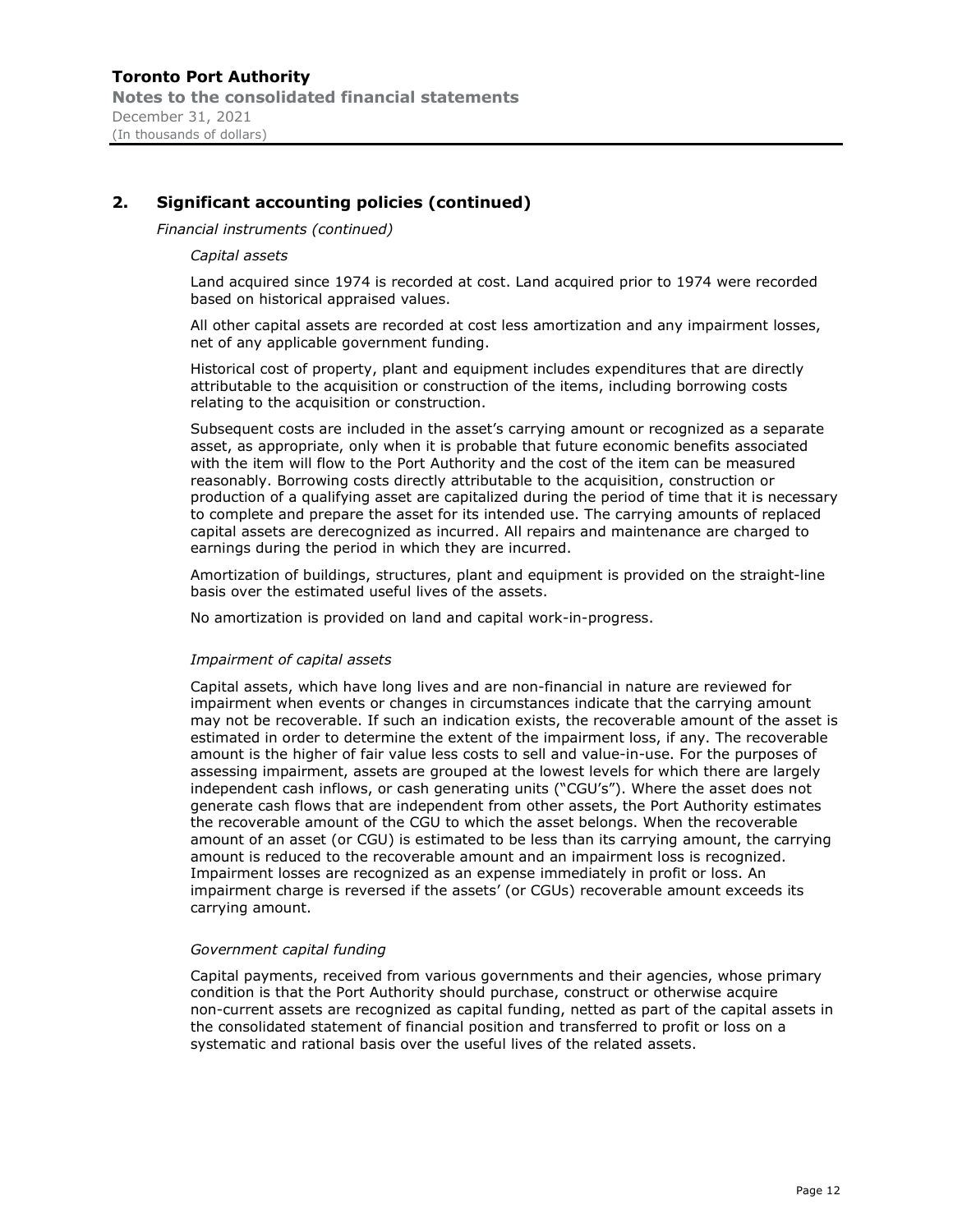## 2. Significant accounting policies (continued)

*Financial instruments (continued)*

*Capital assets*

Land acquired since 1974 is recorded at cost. Land acquired prior to 1974 were recorded based on historical appraised values.

All other capital assets are recorded at cost less amortization and any impairment losses, net of any applicable government funding.

Historical cost of property, plant and equipment includes expenditures that are directly attributable to the acquisition or construction of the items, including borrowing costs relating to the acquisition or construction.

Subsequent costs are included in the asset's carrying amount or recognized as a separate asset, as appropriate, only when it is probable that future economic benefits associated with the item will flow to the Port Authority and the cost of the item can be measured reasonably. Borrowing costs directly attributable to the acquisition, construction or production of a qualifying asset are capitalized during the period of time that it is necessary to complete and prepare the asset for its intended use. The carrying amounts of replaced capital assets are derecognized as incurred. All repairs and maintenance are charged to earnings during the period in which they are incurred.

Amortization of buildings, structures, plant and equipment is provided on the straight-line basis over the estimated useful lives of the assets.

No amortization is provided on land and capital work-in-progress.

*Impairment of capital assets*

Capital assets, which have long lives and are non-financial in nature are reviewed for impairment when events or changes in circumstances indicate that the carrying amount may not be recoverable. If such an indication exists, the recoverable amount of the asset is estimated in order to determine the extent of the impairment loss, if any. The recoverable amount is the higher of fair value less costs to sell and value-in-use. For the purposes of assessing impairment, assets are grouped at the lowest levels for which there are largely independent cash inflows, or cash generating units ("CGU's"). Where the asset does not generate cash flows that are independent from other assets, the Port Authority estimates the recoverable amount of the CGU to which the asset belongs. When the recoverable amount of an asset (or CGU) is estimated to be less than its carrying amount, the carrying amount is reduced to the recoverable amount and an impairment loss is recognized. Impairment losses are recognized as an expense immediately in profit or loss. An impairment charge is reversed if the assets' (or CGUs) recoverable amount exceeds its carrying amount.

*Government capital funding*

Capital payments, received from various governments and their agencies, whose primary condition is that the Port Authority should purchase, construct or otherwise acquire non-current assets are recognized as capital funding, netted as part of the capital assets in the consolidated statement of financial position and transferred to profit or loss on a systematic and rational basis over the useful lives of the related assets.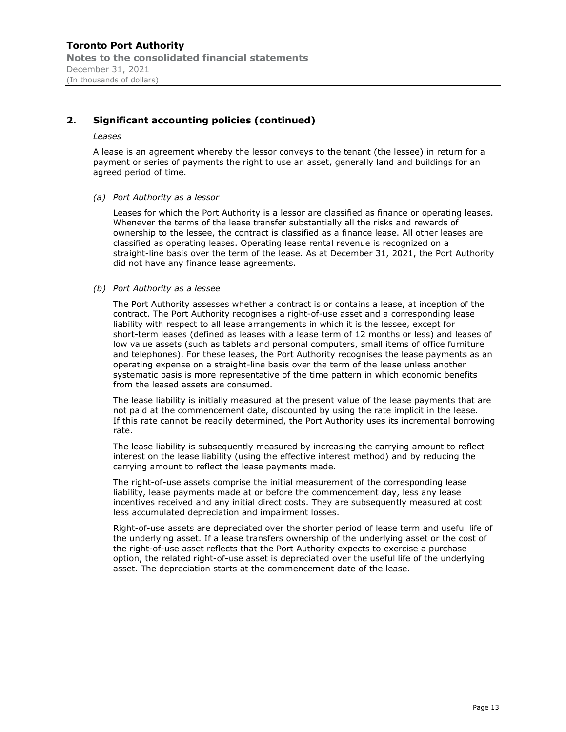## 2. Significant accounting policies (continued)

*Leases*

A lease is an agreement whereby the lessor conveys to the tenant (the lessee) in return for a payment or series of payments the right to use an asset, generally land and buildings for an agreed period of time.

*(a) Port Authority as a lessor*

Leases for which the Port Authority is a lessor are classified as finance or operating leases. Whenever the terms of the lease transfer substantially all the risks and rewards of ownership to the lessee, the contract is classified as a finance lease. All other leases are classified as operating leases. Operating lease rental revenue is recognized on a straight-line basis over the term of the lease. As at December 31, 2021, the Port Authority did not have any finance lease agreements.

*(b) Port Authority as a lessee*

The Port Authority assesses whether a contract is or contains a lease, at inception of the contract. The Port Authority recognises a right-of-use asset and a corresponding lease liability with respect to all lease arrangements in which it is the lessee, except for short-term leases (defined as leases with a lease term of 12 months or less) and leases of low value assets (such as tablets and personal computers, small items of office furniture and telephones). For these leases, the Port Authority recognises the lease payments as an operating expense on a straight-line basis over the term of the lease unless another systematic basis is more representative of the time pattern in which economic benefits from the leased assets are consumed.

The lease liability is initially measured at the present value of the lease payments that are not paid at the commencement date, discounted by using the rate implicit in the lease. If this rate cannot be readily determined, the Port Authority uses its incremental borrowing rate.

The lease liability is subsequently measured by increasing the carrying amount to reflect interest on the lease liability (using the effective interest method) and by reducing the carrying amount to reflect the lease payments made.

The right-of-use assets comprise the initial measurement of the corresponding lease liability, lease payments made at or before the commencement day, less any lease incentives received and any initial direct costs. They are subsequently measured at cost less accumulated depreciation and impairment losses.

Right-of-use assets are depreciated over the shorter period of lease term and useful life of the underlying asset. If a lease transfers ownership of the underlying asset or the cost of the right-of-use asset reflects that the Port Authority expects to exercise a purchase option, the related right-of-use asset is depreciated over the useful life of the underlying asset. The depreciation starts at the commencement date of the lease.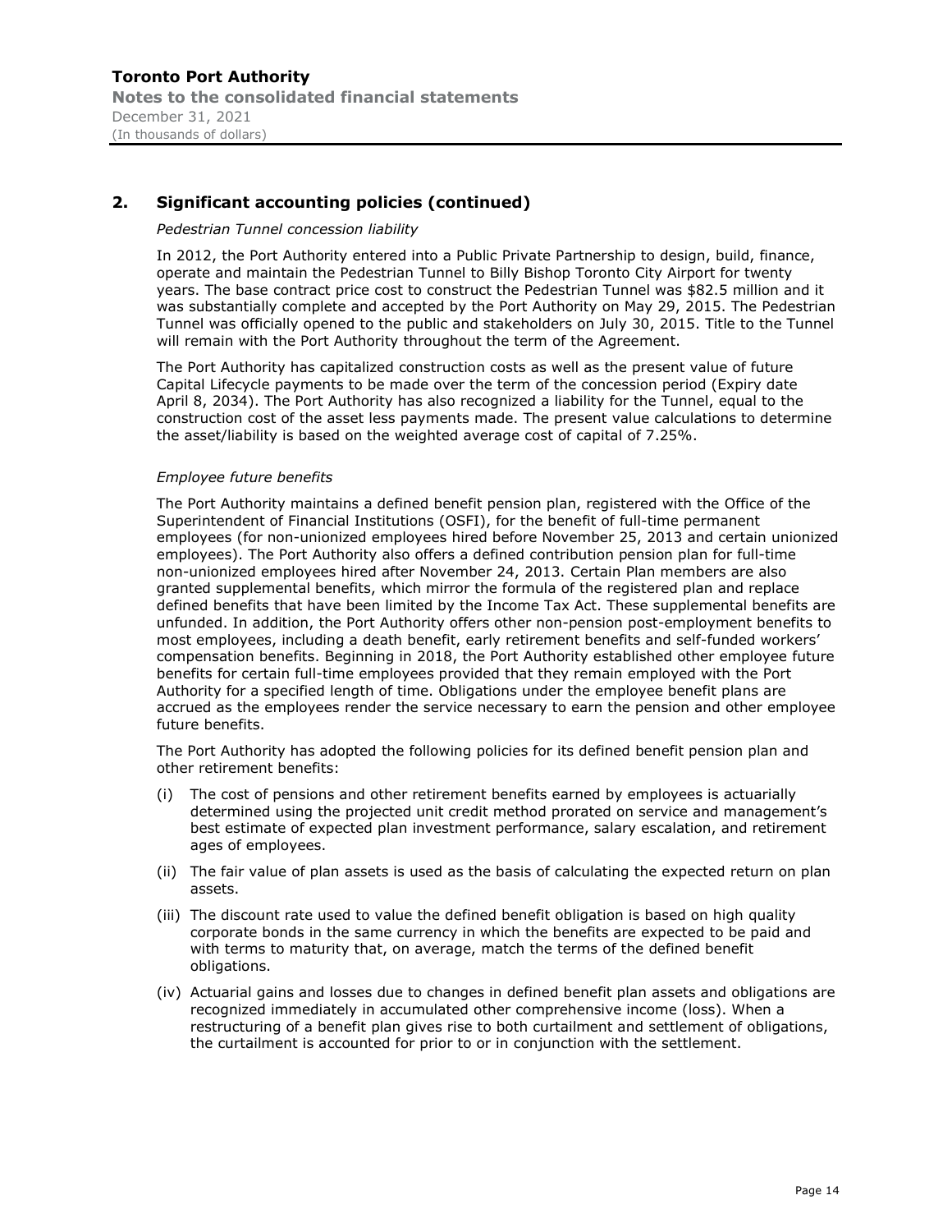## 2. Significant accounting policies (continued)

*Pedestrian Tunnel concession liability*

In 2012, the Port Authority entered into a Public Private Partnership to design, build, finance, operate and maintain the Pedestrian Tunnel to Billy Bishop Toronto City Airport for twenty years. The base contract price cost to construct the Pedestrian Tunnel was $82.5 million and it was substantially complete and accepted by the Port Authority on May 29, 2015. The Pedestrian Tunnel was officially opened to the public and stakeholders on July 30, 2015. Title to the Tunnel will remain with the Port Authority throughout the term of the Agreement.

The Port Authority has capitalized construction costs as well as the present value of future Capital Lifecycle payments to be made over the term of the concession period (Expiry date April 8, 2034). The Port Authority has also recognized a liability for the Tunnel, equal to the construction cost of the asset less payments made. The present value calculations to determine the asset/liability is based on the weighted average cost of capital of 7.25%.

*Employee future benefits*

The Port Authority maintains a defined benefit pension plan, registered with the Office of the Superintendent of Financial Institutions (OSFI), for the benefit of full-time permanent employees (for non-unionized employees hired before November 25, 2013 and certain unionized employees). The Port Authority also offers a defined contribution pension plan for full-time non-unionized employees hired after November 24, 2013. Certain Plan members are also granted supplemental benefits, which mirror the formula of the registered plan and replace defined benefits that have been limited by the Income Tax Act. These supplemental benefits are unfunded. In addition, the Port Authority offers other non-pension post-employment benefits to most employees, including a death benefit, early retirement benefits and self-funded workers' compensation benefits. Beginning in 2018, the Port Authority established other employee future benefits for certain full-time employees provided that they remain employed with the Port Authority for a specified length of time. Obligations under the employee benefit plans are accrued as the employees render the service necessary to earn the pension and other employee future benefits.

The Port Authority has adopted the following policies for its defined benefit pension plan and other retirement benefits:

(i) The cost of pensions and other retirement benefits earned by employees is actuarially determined using the projected unit credit method prorated on service and management's best estimate of expected plan investment performance, salary escalation, and retirement ages of employees.

(ii) The fair value of plan assets is used as the basis of calculating the expected return on plan assets.

(iii) The discount rate used to value the defined benefit obligation is based on high quality corporate bonds in the same currency in which the benefits are expected to be paid and with terms to maturity that, on average, match the terms of the defined benefit obligations.

(iv) Actuarial gains and losses due to changes in defined benefit plan assets and obligations are recognized immediately in accumulated other comprehensive income (loss). When a restructuring of a benefit plan gives rise to both curtailment and settlement of obligations, the curtailment is accounted for prior to or in conjunction with the settlement.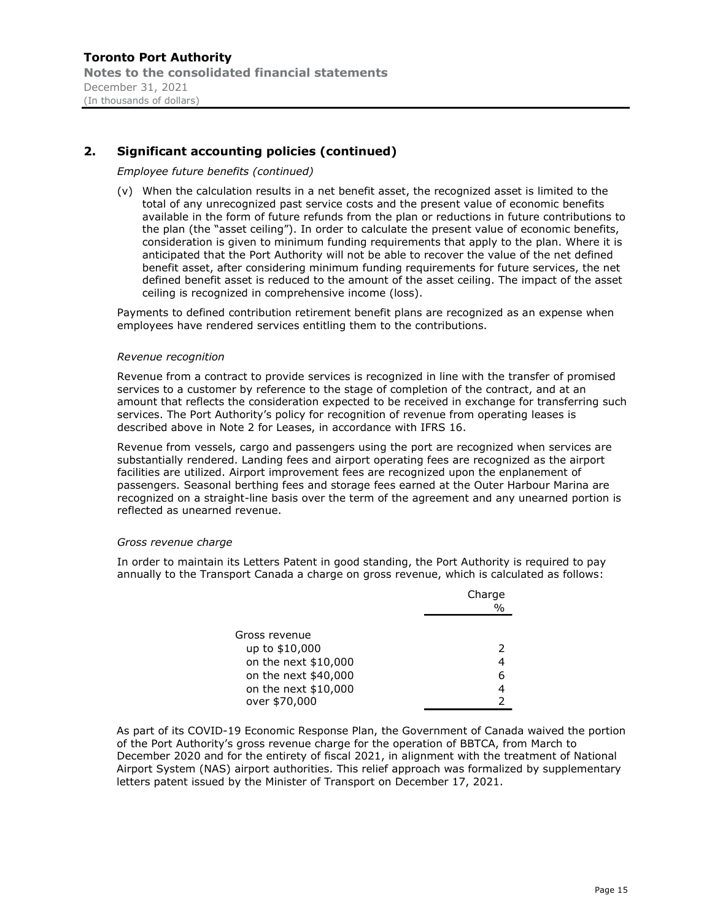## 2. Significant accounting policies (continued)

*Employee future benefits (continued)*

(v) When the calculation results in a net benefit asset, the recognized asset is limited to the total of any unrecognized past service costs and the present value of economic benefits available in the form of future refunds from the plan or reductions in future contributions to the plan (the "asset ceiling"). In order to calculate the present value of economic benefits, consideration is given to minimum funding requirements that apply to the plan. Where it is anticipated that the Port Authority will not be able to recover the value of the net defined benefit asset, after considering minimum funding requirements for future services, the net defined benefit asset is reduced to the amount of the asset ceiling. The impact of the asset ceiling is recognized in comprehensive income (loss).

Payments to defined contribution retirement benefit plans are recognized as an expense when employees have rendered services entitling them to the contributions.

*Revenue recognition*

Revenue from a contract to provide services is recognized in line with the transfer of promised services to a customer by reference to the stage of completion of the contract, and at an amount that reflects the consideration expected to be received in exchange for transferring such services. The Port Authority's policy for recognition of revenue from operating leases is described above in Note 2 for Leases, in accordance with IFRS 16.

Revenue from vessels, cargo and passengers using the port are recognized when services are substantially rendered. Landing fees and airport operating fees are recognized as the airport facilities are utilized. Airport improvement fees are recognized upon the enplanement of passengers. Seasonal berthing fees and storage fees earned at the Outer Harbour Marina are recognized on a straight-line basis over the term of the agreement and any unearned portion is reflected as unearned revenue.

*Gross revenue charge*

In order to maintain its Letters Patent in good standing, the Port Authority is required to pay annually to the Transport Canada a charge on gross revenue, which is calculated as follows:

| | Charge % |
|---|---|
| Gross revenue | |
| up to $10,000 | 2 |
| on the next $10,000 | 4 |
| on the next $40,000 | 6 |
| on the next $10,000 | 4 |
| over $70,000 | 2 |

As part of its COVID-19 Economic Response Plan, the Government of Canada waived the portion of the Port Authority's gross revenue charge for the operation of BBTCA, from March to December 2020 and for the entirety of fiscal 2021, in alignment with the treatment of National Airport System (NAS) airport authorities. This relief approach was formalized by supplementary letters patent issued by the Minister of Transport on December 17, 2021.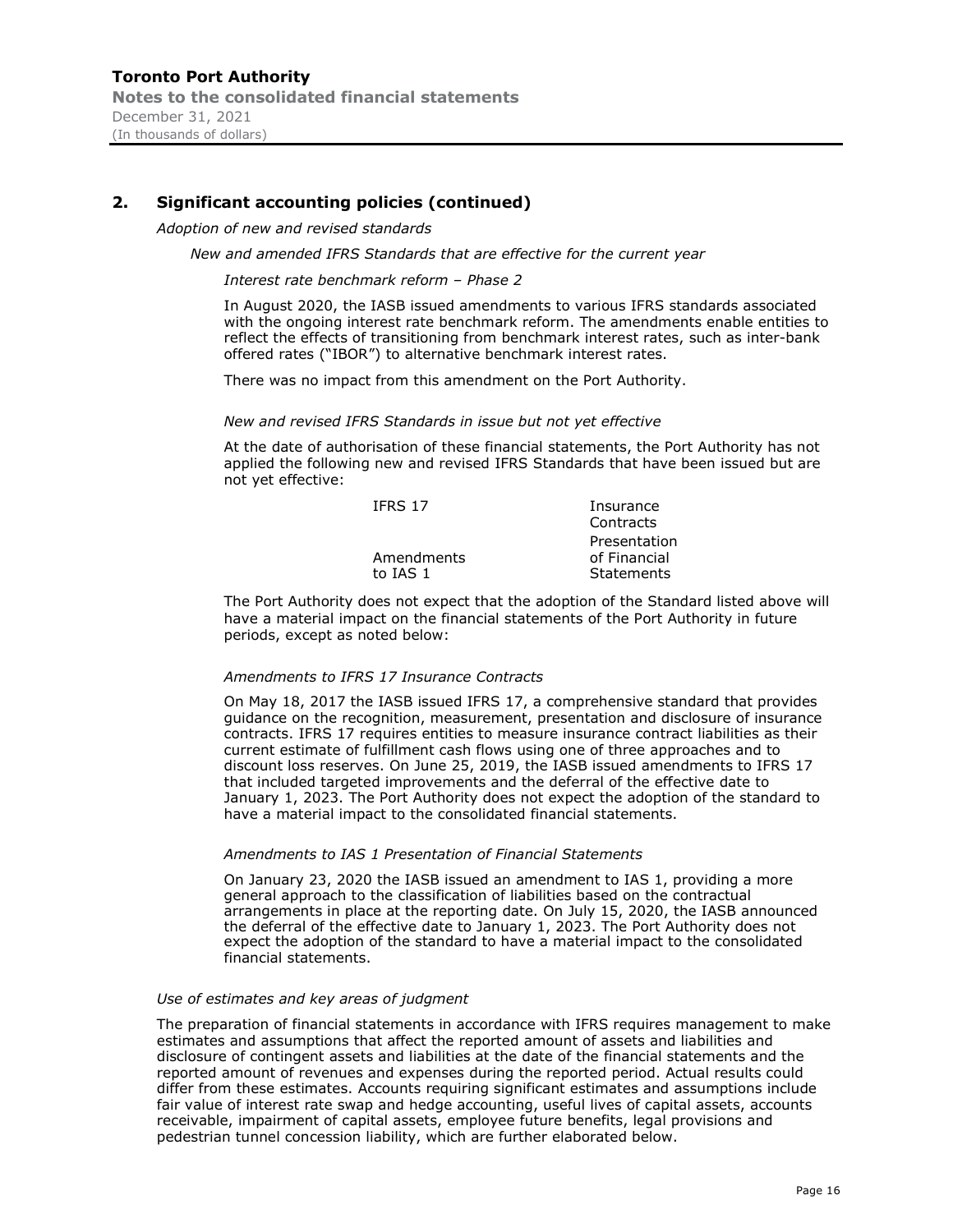## 2. Significant accounting policies (continued)

*Adoption of new and revised standards*

*New and amended IFRS Standards that are effective for the current year*

*Interest rate benchmark reform – Phase 2*

In August 2020, the IASB issued amendments to various IFRS standards associated with the ongoing interest rate benchmark reform. The amendments enable entities to reflect the effects of transitioning from benchmark interest rates, such as inter-bank offered rates ("IBOR") to alternative benchmark interest rates.

There was no impact from this amendment on the Port Authority.

*New and revised IFRS Standards in issue but not yet effective*

At the date of authorisation of these financial statements, the Port Authority has not applied the following new and revised IFRS Standards that have been issued but are not yet effective:

| | |
|---|---|
| IFRS 17 | Insurance Contracts |
| Amendments to IAS 1 | Presentation of Financial Statements |

The Port Authority does not expect that the adoption of the Standard listed above will have a material impact on the financial statements of the Port Authority in future periods, except as noted below:

*Amendments to IFRS 17 Insurance Contracts*

On May 18, 2017 the IASB issued IFRS 17, a comprehensive standard that provides guidance on the recognition, measurement, presentation and disclosure of insurance contracts. IFRS 17 requires entities to measure insurance contract liabilities as their current estimate of fulfillment cash flows using one of three approaches and to discount loss reserves. On June 25, 2019, the IASB issued amendments to IFRS 17 that included targeted improvements and the deferral of the effective date to January 1, 2023. The Port Authority does not expect the adoption of the standard to have a material impact to the consolidated financial statements.

*Amendments to IAS 1 Presentation of Financial Statements*

On January 23, 2020 the IASB issued an amendment to IAS 1, providing a more general approach to the classification of liabilities based on the contractual arrangements in place at the reporting date. On July 15, 2020, the IASB announced the deferral of the effective date to January 1, 2023. The Port Authority does not expect the adoption of the standard to have a material impact to the consolidated financial statements.

*Use of estimates and key areas of judgment*

The preparation of financial statements in accordance with IFRS requires management to make estimates and assumptions that affect the reported amount of assets and liabilities and disclosure of contingent assets and liabilities at the date of the financial statements and the reported amount of revenues and expenses during the reported period. Actual results could differ from these estimates. Accounts requiring significant estimates and assumptions include fair value of interest rate swap and hedge accounting, useful lives of capital assets, accounts receivable, impairment of capital assets, employee future benefits, legal provisions and pedestrian tunnel concession liability, which are further elaborated below.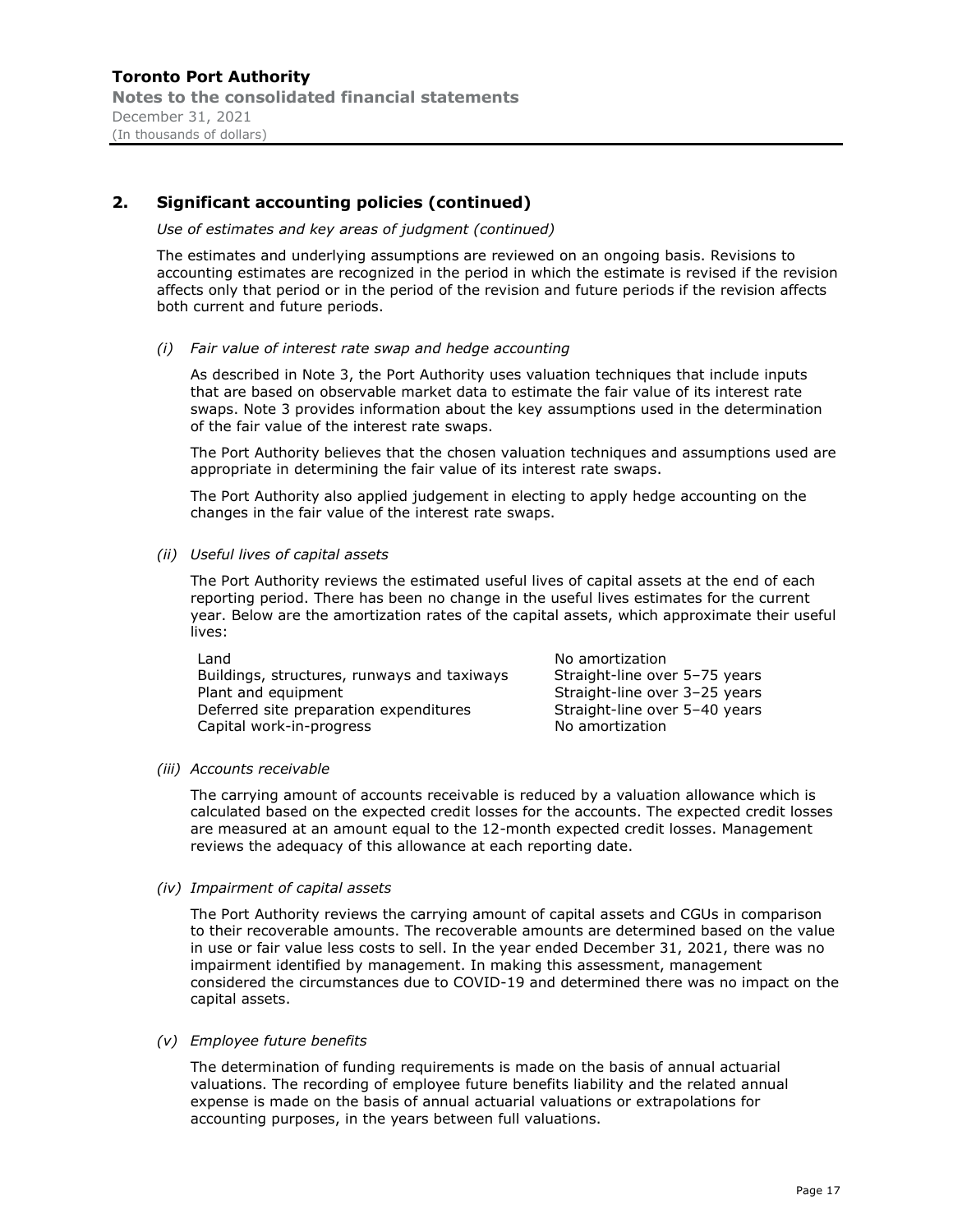## 2. Significant accounting policies (continued)

*Use of estimates and key areas of judgment (continued)*

The estimates and underlying assumptions are reviewed on an ongoing basis. Revisions to accounting estimates are recognized in the period in which the estimate is revised if the revision affects only that period or in the period of the revision and future periods if the revision affects both current and future periods.

*(i) Fair value of interest rate swap and hedge accounting*

As described in Note 3, the Port Authority uses valuation techniques that include inputs that are based on observable market data to estimate the fair value of its interest rate swaps. Note 3 provides information about the key assumptions used in the determination of the fair value of the interest rate swaps.

The Port Authority believes that the chosen valuation techniques and assumptions used are appropriate in determining the fair value of its interest rate swaps.

The Port Authority also applied judgement in electing to apply hedge accounting on the changes in the fair value of the interest rate swaps.

*(ii) Useful lives of capital assets*

The Port Authority reviews the estimated useful lives of capital assets at the end of each reporting period. There has been no change in the useful lives estimates for the current year. Below are the amortization rates of the capital assets, which approximate their useful lives:

| | |
|---|---|
| Land | No amortization |
| Buildings, structures, runways and taxiways | Straight-line over 5–75 years |
| Plant and equipment | Straight-line over 3–25 years |
| Deferred site preparation expenditures | Straight-line over 5–40 years |
| Capital work-in-progress | No amortization |

*(iii) Accounts receivable*

The carrying amount of accounts receivable is reduced by a valuation allowance which is calculated based on the expected credit losses for the accounts. The expected credit losses are measured at an amount equal to the 12-month expected credit losses. Management reviews the adequacy of this allowance at each reporting date.

*(iv) Impairment of capital assets*

The Port Authority reviews the carrying amount of capital assets and CGUs in comparison to their recoverable amounts. The recoverable amounts are determined based on the value in use or fair value less costs to sell. In the year ended December 31, 2021, there was no impairment identified by management. In making this assessment, management considered the circumstances due to COVID-19 and determined there was no impact on the capital assets.

*(v) Employee future benefits*

The determination of funding requirements is made on the basis of annual actuarial valuations. The recording of employee future benefits liability and the related annual expense is made on the basis of annual actuarial valuations or extrapolations for accounting purposes, in the years between full valuations.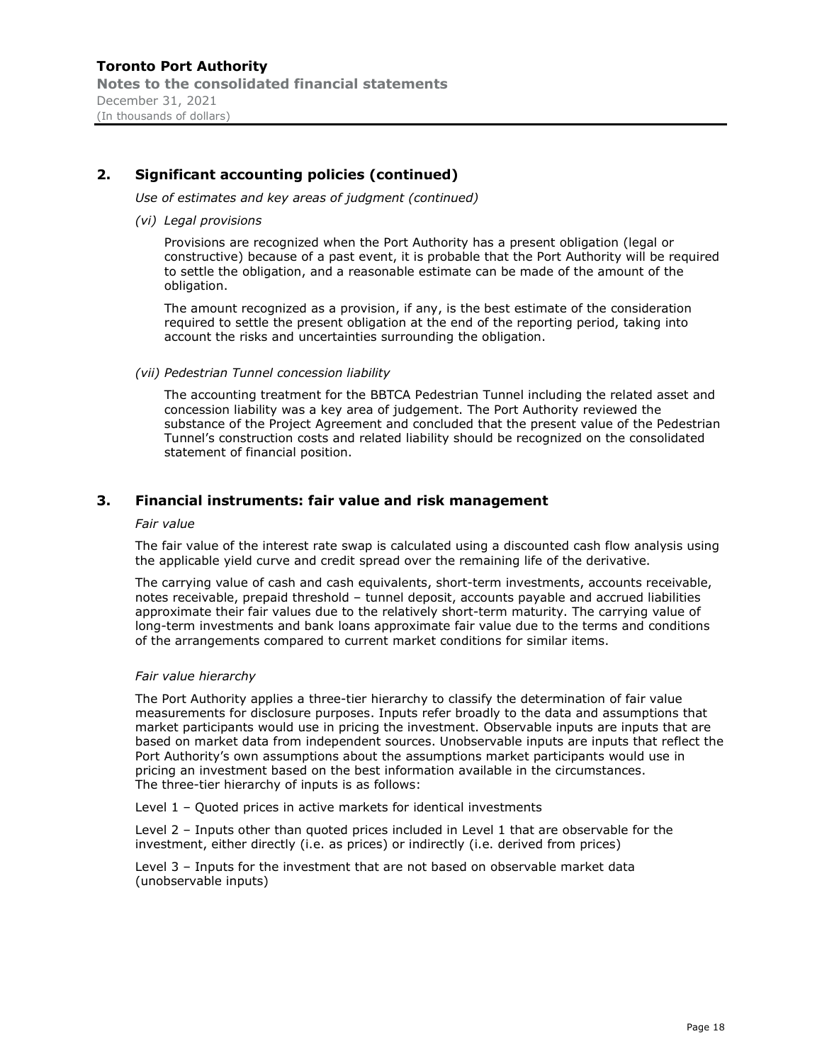## 2. Significant accounting policies (continued)

*Use of estimates and key areas of judgment (continued)*

*(vi) Legal provisions*

Provisions are recognized when the Port Authority has a present obligation (legal or constructive) because of a past event, it is probable that the Port Authority will be required to settle the obligation, and a reasonable estimate can be made of the amount of the obligation.

The amount recognized as a provision, if any, is the best estimate of the consideration required to settle the present obligation at the end of the reporting period, taking into account the risks and uncertainties surrounding the obligation.

*(vii) Pedestrian Tunnel concession liability*

The accounting treatment for the BBTCA Pedestrian Tunnel including the related asset and concession liability was a key area of judgement. The Port Authority reviewed the substance of the Project Agreement and concluded that the present value of the Pedestrian Tunnel's construction costs and related liability should be recognized on the consolidated statement of financial position.

## 3. Financial instruments: fair value and risk management

*Fair value*

The fair value of the interest rate swap is calculated using a discounted cash flow analysis using the applicable yield curve and credit spread over the remaining life of the derivative.

The carrying value of cash and cash equivalents, short-term investments, accounts receivable, notes receivable, prepaid threshold – tunnel deposit, accounts payable and accrued liabilities approximate their fair values due to the relatively short-term maturity. The carrying value of long-term investments and bank loans approximate fair value due to the terms and conditions of the arrangements compared to current market conditions for similar items.

*Fair value hierarchy*

The Port Authority applies a three-tier hierarchy to classify the determination of fair value measurements for disclosure purposes. Inputs refer broadly to the data and assumptions that market participants would use in pricing the investment. Observable inputs are inputs that are based on market data from independent sources. Unobservable inputs are inputs that reflect the Port Authority's own assumptions about the assumptions market participants would use in pricing an investment based on the best information available in the circumstances. The three-tier hierarchy of inputs is as follows:

Level 1 – Quoted prices in active markets for identical investments

Level 2 – Inputs other than quoted prices included in Level 1 that are observable for the investment, either directly (i.e. as prices) or indirectly (i.e. derived from prices)

Level 3 – Inputs for the investment that are not based on observable market data (unobservable inputs)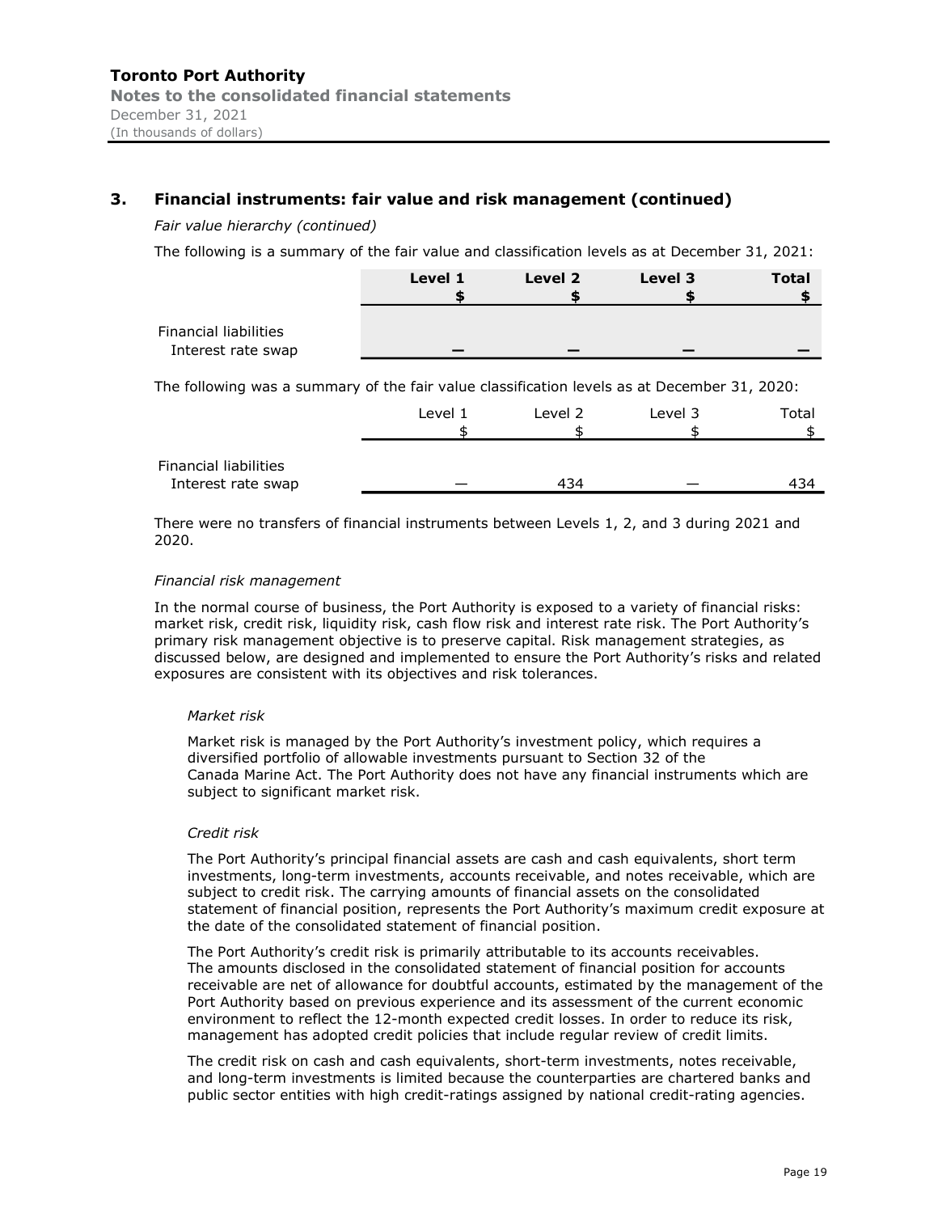## 3. Financial instruments: fair value and risk management (continued)

*Fair value hierarchy (continued)*

The following is a summary of the fair value and classification levels as at December 31, 2021:

| | **Level 1** | **Level 2** | **Level 3** | **Total** |
|---|---|---|---|---|
| | **$** | **$** | **$** | **$** |
| Financial liabilities | | | | |
| Interest rate swap | **—** | **—** | **—** | **—** |

The following was a summary of the fair value classification levels as at December 31, 2020:

| | Level 1 | Level 2 | Level 3 | Total |
|---|---|---|---|---|
| | $ | $ | $ | $ |
| Financial liabilities | | | | |
| Interest rate swap | — | 434 | — | 434 |

There were no transfers of financial instruments between Levels 1, 2, and 3 during 2021 and 2020.

*Financial risk management*

In the normal course of business, the Port Authority is exposed to a variety of financial risks: market risk, credit risk, liquidity risk, cash flow risk and interest rate risk. The Port Authority's primary risk management objective is to preserve capital. Risk management strategies, as discussed below, are designed and implemented to ensure the Port Authority's risks and related exposures are consistent with its objectives and risk tolerances.

*Market risk*

Market risk is managed by the Port Authority's investment policy, which requires a diversified portfolio of allowable investments pursuant to Section 32 of the Canada Marine Act. The Port Authority does not have any financial instruments which are subject to significant market risk.

*Credit risk*

The Port Authority's principal financial assets are cash and cash equivalents, short term investments, long-term investments, accounts receivable, and notes receivable, which are subject to credit risk. The carrying amounts of financial assets on the consolidated statement of financial position, represents the Port Authority's maximum credit exposure at the date of the consolidated statement of financial position.

The Port Authority's credit risk is primarily attributable to its accounts receivables. The amounts disclosed in the consolidated statement of financial position for accounts receivable are net of allowance for doubtful accounts, estimated by the management of the Port Authority based on previous experience and its assessment of the current economic environment to reflect the 12-month expected credit losses. In order to reduce its risk, management has adopted credit policies that include regular review of credit limits.

The credit risk on cash and cash equivalents, short-term investments, notes receivable, and long-term investments is limited because the counterparties are chartered banks and public sector entities with high credit-ratings assigned by national credit-rating agencies.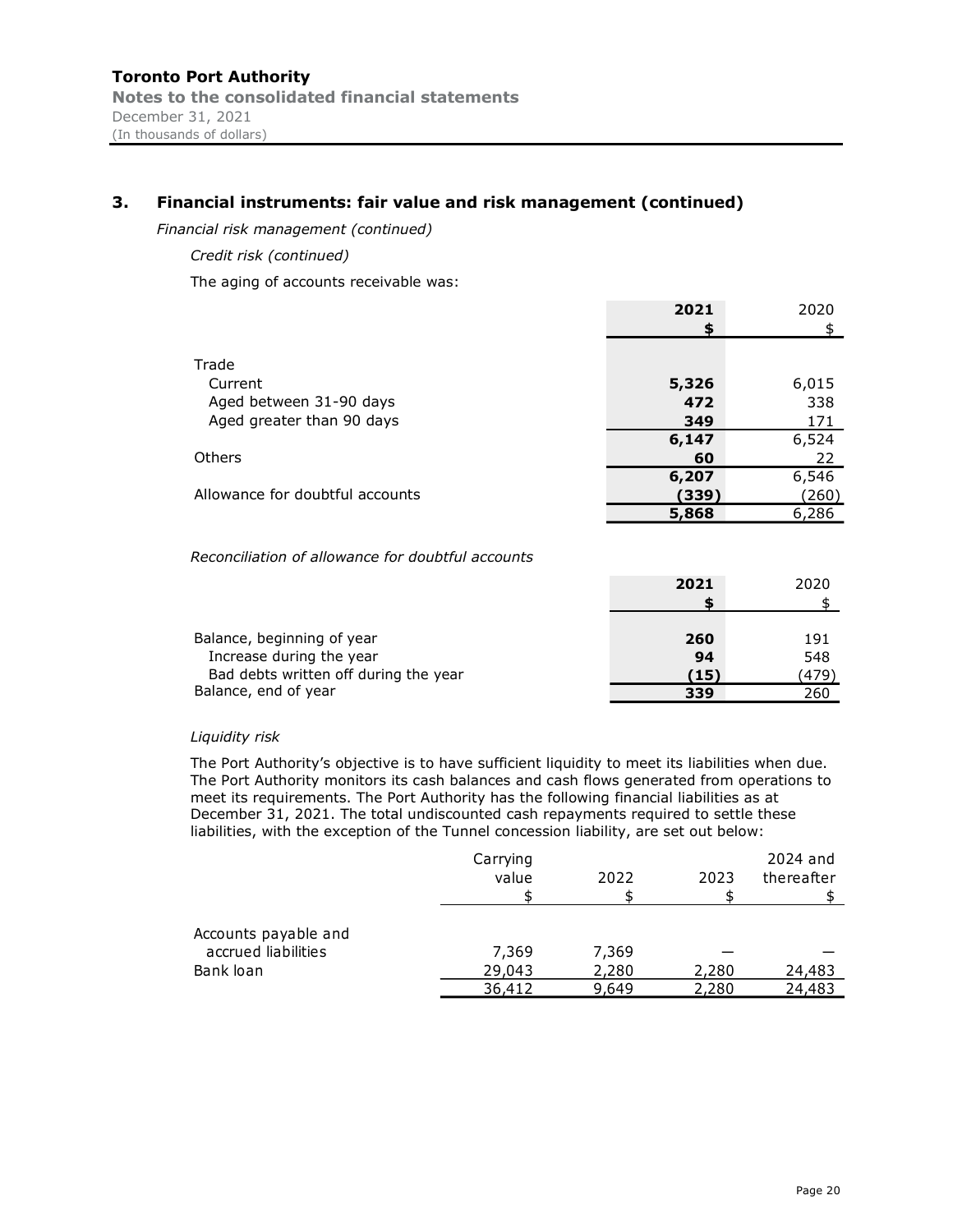**Toronto Port Authority**
**Notes to the consolidated financial statements**
December 31, 2021
(In thousands of dollars)

## 3. Financial instruments: fair value and risk management (continued)

*Financial risk management (continued)*

*Credit risk (continued)*

The aging of accounts receivable was:

| | **2021** | 2020 |
|---|---|---|
| | **$** | $ |
| Trade | | |
| Current | **5,326** | 6,015 |
| Aged between 31-90 days | **472** | 338 |
| Aged greater than 90 days | **349** | 171 |
| | **6,147** | 6,524 |
| Others | **60** | 22 |
| | **6,207** | 6,546 |
| Allowance for doubtful accounts | **(339)** | (260) |
| | **5,868** | 6,286 |

*Reconciliation of allowance for doubtful accounts*

| | **2021** | 2020 |
|---|---|---|
| | **$** | $ |
| Balance, beginning of year | **260** | 191 |
| Increase during the year | **94** | 548 |
| Bad debts written off during the year | **(15)** | (479) |
| Balance, end of year | **339** | 260 |

*Liquidity risk*

The Port Authority's objective is to have sufficient liquidity to meet its liabilities when due. The Port Authority monitors its cash balances and cash flows generated from operations to meet its requirements. The Port Authority has the following financial liabilities as at December 31, 2021. The total undiscounted cash repayments required to settle these liabilities, with the exception of the Tunnel concession liability, are set out below:

| | Carrying value | 2022 | 2023 | 2024 and thereafter |
|---|---|---|---|---|
| | $ | $ | $ | $ |
| Accounts payable and accrued liabilities | 7,369 | 7,369 | — | — |
| Bank loan | 29,043 | 2,280 | 2,280 | 24,483 |
| | 36,412 | 9,649 | 2,280 | 24,483 |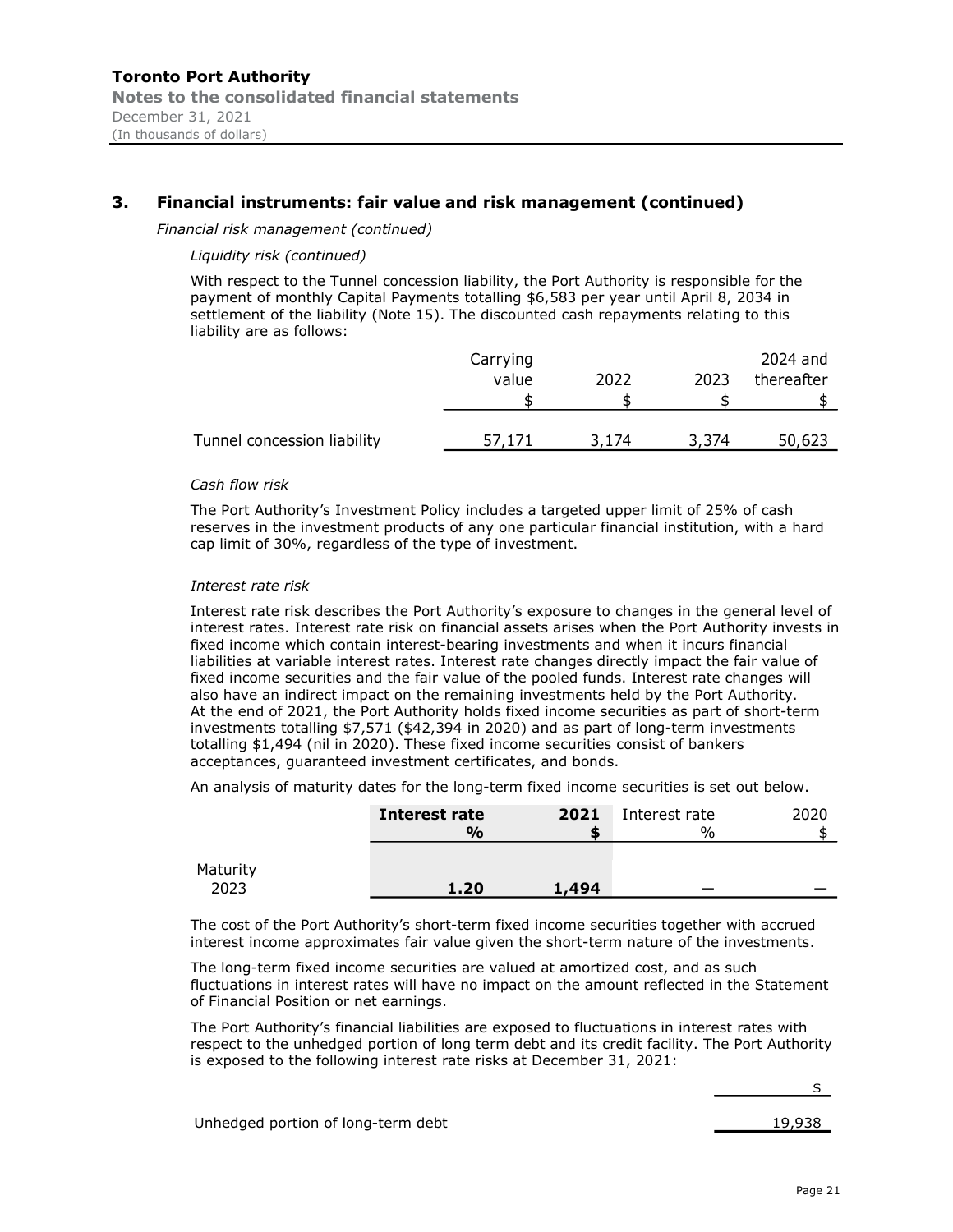## 3. Financial instruments: fair value and risk management (continued)

*Financial risk management (continued)*

*Liquidity risk (continued)*

With respect to the Tunnel concession liability, the Port Authority is responsible for the payment of monthly Capital Payments totalling $6,583 per year until April 8, 2034 in settlement of the liability (Note 15). The discounted cash repayments relating to this liability are as follows:

| | Carrying value<br>$ | 2022<br>$ | 2023<br>$ | 2024 and thereafter<br>$ |
|---|---|---|---|---|
| Tunnel concession liability | 57,171 | 3,174 | 3,374 | 50,623 |

*Cash flow risk*

The Port Authority's Investment Policy includes a targeted upper limit of 25% of cash reserves in the investment products of any one particular financial institution, with a hard cap limit of 30%, regardless of the type of investment.

*Interest rate risk*

Interest rate risk describes the Port Authority's exposure to changes in the general level of interest rates. Interest rate risk on financial assets arises when the Port Authority invests in fixed income which contain interest-bearing investments and when it incurs financial liabilities at variable interest rates. Interest rate changes directly impact the fair value of fixed income securities and the fair value of the pooled funds. Interest rate changes will also have an indirect impact on the remaining investments held by the Port Authority. At the end of 2021, the Port Authority holds fixed income securities as part of short-term investments totalling $7,571 ($42,394 in 2020) and as part of long-term investments totalling $1,494 (nil in 2020). These fixed income securities consist of bankers acceptances, guaranteed investment certificates, and bonds.

An analysis of maturity dates for the long-term fixed income securities is set out below.

| | **Interest rate**<br>**%** | **2021**<br>**$** | Interest rate<br>% | 2020<br>$ |
|---|---|---|---|---|
| Maturity | | | | |
| 2023 | **1.20** | **1,494** | — | — |

The cost of the Port Authority's short-term fixed income securities together with accrued interest income approximates fair value given the short-term nature of the investments.

The long-term fixed income securities are valued at amortized cost, and as such fluctuations in interest rates will have no impact on the amount reflected in the Statement of Financial Position or net earnings.

The Port Authority's financial liabilities are exposed to fluctuations in interest rates with respect to the unhedged portion of long term debt and its credit facility. The Port Authority is exposed to the following interest rate risks at December 31, 2021:

| | $ |
|---|---|
| Unhedged portion of long-term debt | 19,938 |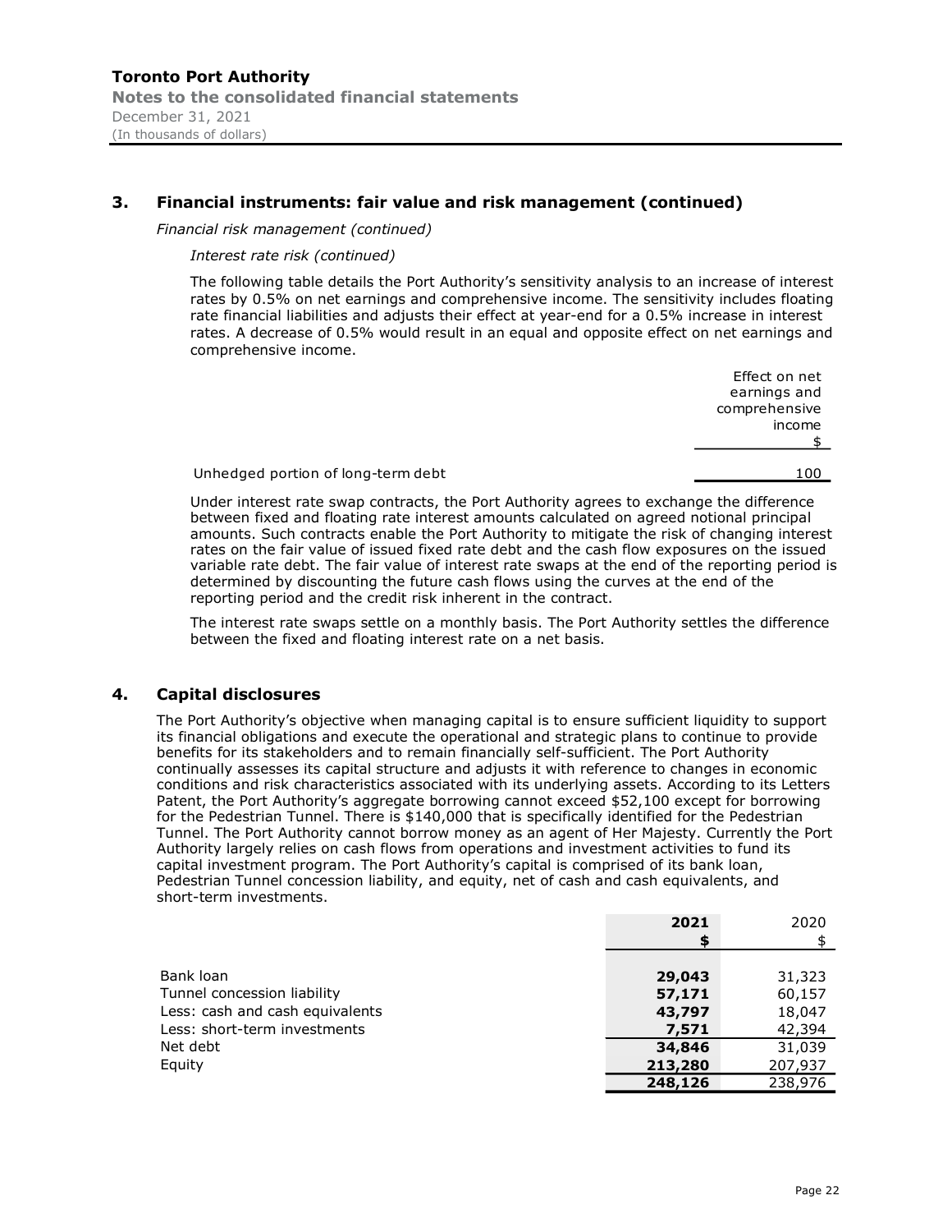## 3. Financial instruments: fair value and risk management (continued)

*Financial risk management (continued)*

*Interest rate risk (continued)*

The following table details the Port Authority's sensitivity analysis to an increase of interest rates by 0.5% on net earnings and comprehensive income. The sensitivity includes floating rate financial liabilities and adjusts their effect at year-end for a 0.5% increase in interest rates. A decrease of 0.5% would result in an equal and opposite effect on net earnings and comprehensive income.

| | Effect on net earnings and comprehensive income<br>$ |
|---|---|
| Unhedged portion of long-term debt | 100 |

Under interest rate swap contracts, the Port Authority agrees to exchange the difference between fixed and floating rate interest amounts calculated on agreed notional principal amounts. Such contracts enable the Port Authority to mitigate the risk of changing interest rates on the fair value of issued fixed rate debt and the cash flow exposures on the issued variable rate debt. The fair value of interest rate swaps at the end of the reporting period is determined by discounting the future cash flows using the curves at the end of the reporting period and the credit risk inherent in the contract.

The interest rate swaps settle on a monthly basis. The Port Authority settles the difference between the fixed and floating interest rate on a net basis.

## 4. Capital disclosures

The Port Authority's objective when managing capital is to ensure sufficient liquidity to support its financial obligations and execute the operational and strategic plans to continue to provide benefits for its stakeholders and to remain financially self-sufficient. The Port Authority continually assesses its capital structure and adjusts it with reference to changes in economic conditions and risk characteristics associated with its underlying assets. According to its Letters Patent, the Port Authority's aggregate borrowing cannot exceed $52,100 except for borrowing for the Pedestrian Tunnel. There is $140,000 that is specifically identified for the Pedestrian Tunnel. The Port Authority cannot borrow money as an agent of Her Majesty. Currently the Port Authority largely relies on cash flows from operations and investment activities to fund its capital investment program. The Port Authority's capital is comprised of its bank loan, Pedestrian Tunnel concession liability, and equity, net of cash and cash equivalents, and short-term investments.

| | **2021**<br>**$** | 2020<br>$ |
|---|---|---|
| Bank loan | **29,043** | 31,323 |
| Tunnel concession liability | **57,171** | 60,157 |
| Less: cash and cash equivalents | **43,797** | 18,047 |
| Less: short-term investments | **7,571** | 42,394 |
| Net debt | **34,846** | 31,039 |
| Equity | **213,280** | 207,937 |
| | **248,126** | 238,976 |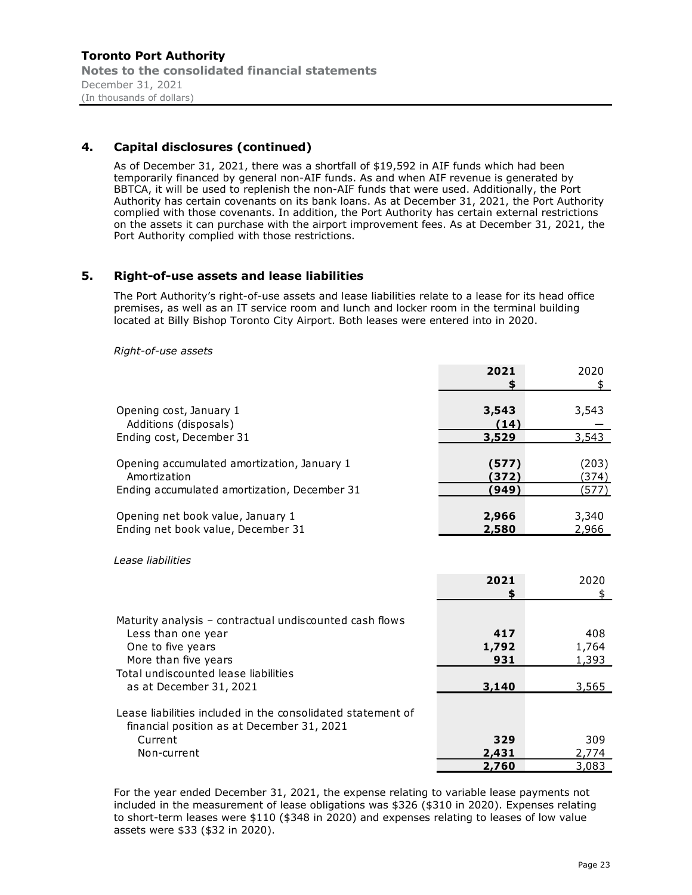## 4. Capital disclosures (continued)

As of December 31, 2021, there was a shortfall of $19,592 in AIF funds which had been temporarily financed by general non-AIF funds. As and when AIF revenue is generated by BBTCA, it will be used to replenish the non-AIF funds that were used. Additionally, the Port Authority has certain covenants on its bank loans. As at December 31, 2021, the Port Authority complied with those covenants. In addition, the Port Authority has certain external restrictions on the assets it can purchase with the airport improvement fees. As at December 31, 2021, the Port Authority complied with those restrictions.

## 5. Right-of-use assets and lease liabilities

The Port Authority's right-of-use assets and lease liabilities relate to a lease for its head office premises, as well as an IT service room and lunch and locker room in the terminal building located at Billy Bishop Toronto City Airport. Both leases were entered into in 2020.

*Right-of-use assets*

| | **2021** | 2020 |
|---|---|---|
| | **$** | $ |
| Opening cost, January 1 | **3,543** | 3,543 |
| Additions (disposals) | **(14)** | — |
| Ending cost, December 31 | **3,529** | 3,543 |
| Opening accumulated amortization, January 1 | **(577)** | (203) |
| Amortization | **(372)** | (374) |
| Ending accumulated amortization, December 31 | **(949)** | (577) |
| Opening net book value, January 1 | **2,966** | 3,340 |
| Ending net book value, December 31 | **2,580** | 2,966 |

*Lease liabilities*

| | **2021** | 2020 |
|---|---|---|
| | **$** | $ |
| Maturity analysis – contractual undiscounted cash flows | | |
| Less than one year | **417** | 408 |
| One to five years | **1,792** | 1,764 |
| More than five years | **931** | 1,393 |
| Total undiscounted lease liabilities as at December 31, 2021 | **3,140** | 3,565 |
| Lease liabilities included in the consolidated statement of financial position as at December 31, 2021 | | |
| Current | **329** | 309 |
| Non-current | **2,431** | 2,774 |
| | **2,760** | 3,083 |

For the year ended December 31, 2021, the expense relating to variable lease payments not included in the measurement of lease obligations was $326 ($310 in 2020). Expenses relating to short-term leases were $110 ($348 in 2020) and expenses relating to leases of low value assets were $33 ($32 in 2020).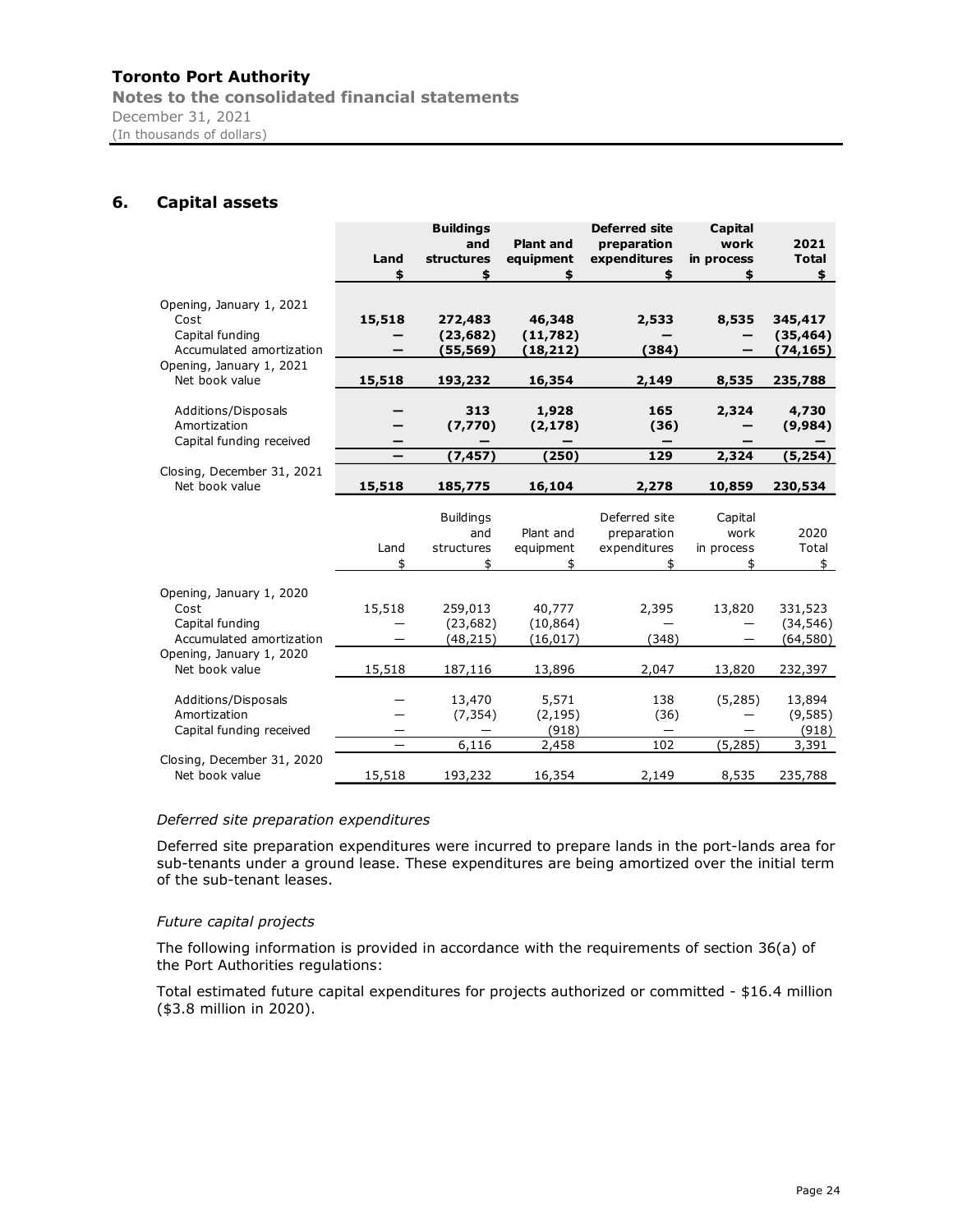## 6. Capital assets

| | Land<br>$ | Buildings and structures<br>$ | Plant and equipment<br>$ | Deferred site preparation expenditures<br>$ | Capital work in process<br>$ | 2021 Total<br>$ |
|---|---|---|---|---|---|---|
| **Opening, January 1, 2021** | | | | | | |
| Cost | **15,518** | **272,483** | **46,348** | **2,533** | **8,535** | **345,417** |
| Capital funding | **—** | **(23,682)** | **(11,782)** | **—** | **—** | **(35,464)** |
| Accumulated amortization | **—** | **(55,569)** | **(18,212)** | **(384)** | **—** | **(74,165)** |
| **Opening, January 1, 2021** Net book value | **15,518** | **193,232** | **16,354** | **2,149** | **8,535** | **235,788** |
| Additions/Disposals | **—** | **313** | **1,928** | **165** | **2,324** | **4,730** |
| Amortization | **—** | **(7,770)** | **(2,178)** | **(36)** | **—** | **(9,984)** |
| Capital funding received | **—** | **—** | **—** | **—** | **—** | **—** |
| | **—** | **(7,457)** | **(250)** | **129** | **2,324** | **(5,254)** |
| **Closing, December 31, 2021** Net book value | **15,518** | **185,775** | **16,104** | **2,278** | **10,859** | **230,534** |

| | Land<br>$ | Buildings and structures<br>$ | Plant and equipment<br>$ | Deferred site preparation expenditures<br>$ | Capital work in process<br>$ | 2020 Total<br>$ |
|---|---|---|---|---|---|---|
| Opening, January 1, 2020 | | | | | | |
| Cost | 15,518 | 259,013 | 40,777 | 2,395 | 13,820 | 331,523 |
| Capital funding | — | (23,682) | (10,864) | — | — | (34,546) |
| Accumulated amortization | — | (48,215) | (16,017) | (348) | — | (64,580) |
| Opening, January 1, 2020 Net book value | 15,518 | 187,116 | 13,896 | 2,047 | 13,820 | 232,397 |
| Additions/Disposals | — | 13,470 | 5,571 | 138 | (5,285) | 13,894 |
| Amortization | — | (7,354) | (2,195) | (36) | — | (9,585) |
| Capital funding received | — | — | (918) | — | — | (918) |
| | — | 6,116 | 2,458 | 102 | (5,285) | 3,391 |
| Closing, December 31, 2020 Net book value | 15,518 | 193,232 | 16,354 | 2,149 | 8,535 | 235,788 |

*Deferred site preparation expenditures*

Deferred site preparation expenditures were incurred to prepare lands in the port-lands area for sub-tenants under a ground lease. These expenditures are being amortized over the initial term of the sub-tenant leases.

*Future capital projects*

The following information is provided in accordance with the requirements of section 36(a) of the Port Authorities regulations:

Total estimated future capital expenditures for projects authorized or committed - $16.4 million ($3.8 million in 2020).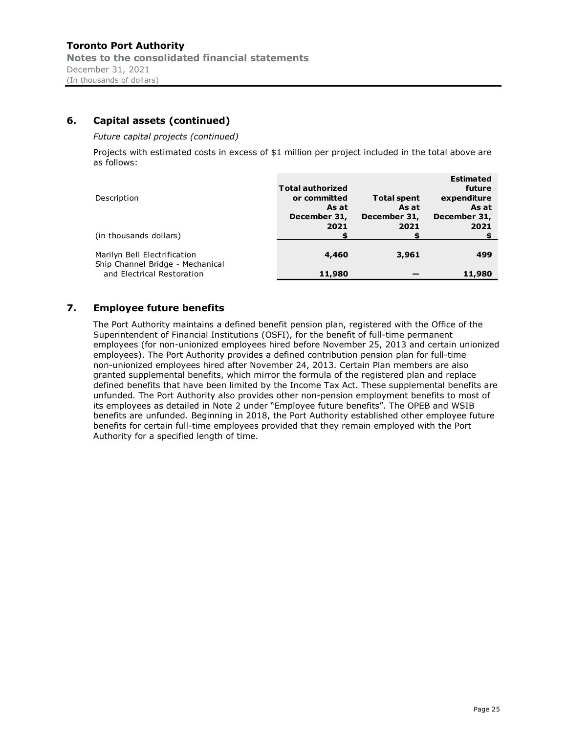## 6. Capital assets (continued)

*Future capital projects (continued)*

Projects with estimated costs in excess of $1 million per project included in the total above are as follows:

| Description<br>(in thousands dollars) | Total authorized or committed As at December 31, 2021 $ | Total spent As at December 31, 2021 $ | Estimated future expenditure As at December 31, 2021 $ |
|---|---|---|---|
| Marilyn Bell Electrification | **4,460** | **3,961** | **499** |
| Ship Channel Bridge - Mechanical and Electrical Restoration | **11,980** | **—** | **11,980** |

## 7. Employee future benefits

The Port Authority maintains a defined benefit pension plan, registered with the Office of the Superintendent of Financial Institutions (OSFI), for the benefit of full-time permanent employees (for non-unionized employees hired before November 25, 2013 and certain unionized employees). The Port Authority provides a defined contribution pension plan for full-time non-unionized employees hired after November 24, 2013. Certain Plan members are also granted supplemental benefits, which mirror the formula of the registered plan and replace defined benefits that have been limited by the Income Tax Act. These supplemental benefits are unfunded. The Port Authority also provides other non-pension employment benefits to most of its employees as detailed in Note 2 under "Employee future benefits". The OPEB and WSIB benefits are unfunded. Beginning in 2018, the Port Authority established other employee future benefits for certain full-time employees provided that they remain employed with the Port Authority for a specified length of time.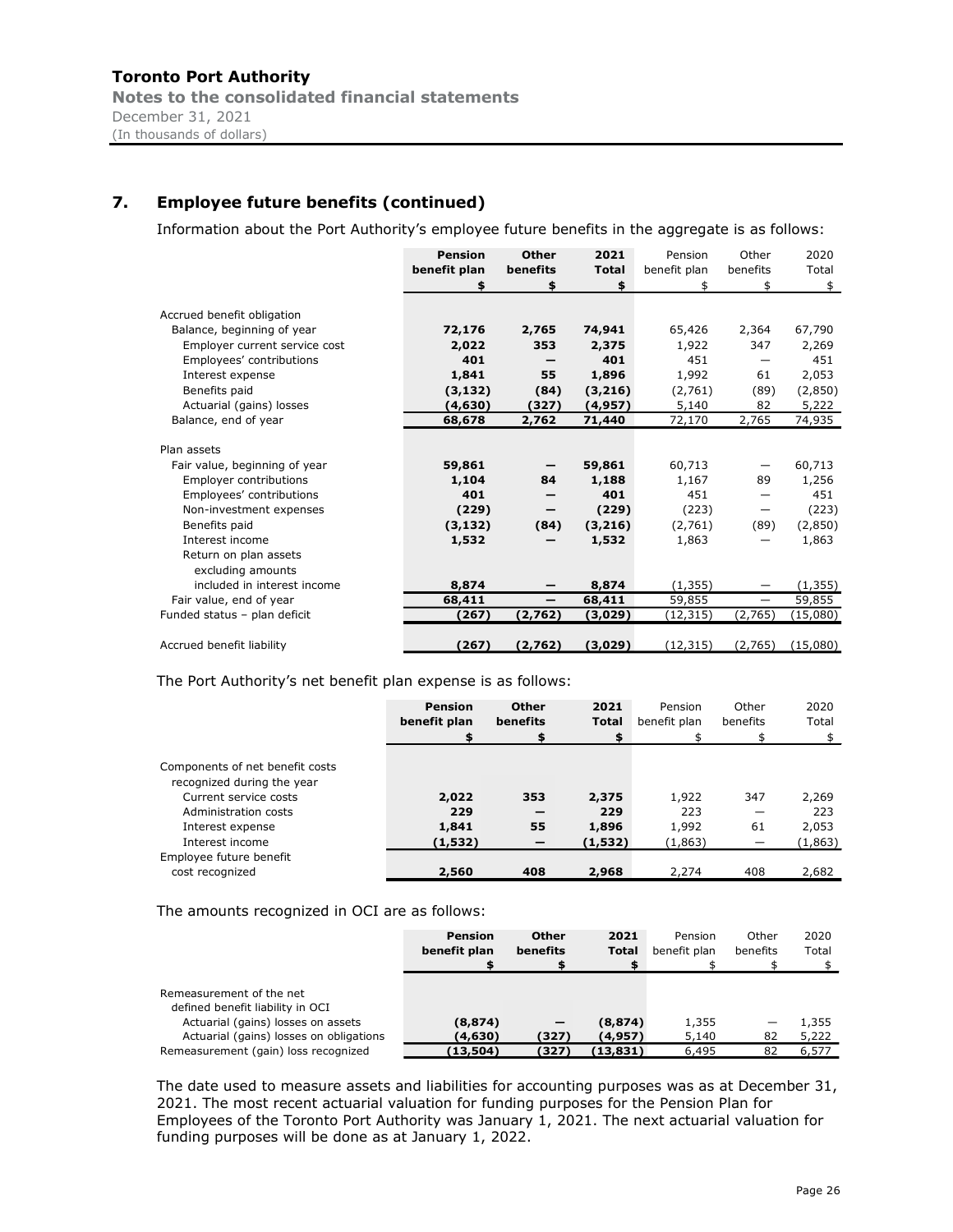**Toronto Port Authority**
**Notes to the consolidated financial statements**
December 31, 2021
(In thousands of dollars)

## 7. Employee future benefits (continued)

Information about the Port Authority's employee future benefits in the aggregate is as follows:

| | **Pension benefit plan** | **Other benefits** | **2021 Total** | Pension benefit plan | Other benefits | 2020 Total |
|---|---|---|---|---|---|---|
| | **$** | **$** | **$** | $ | $ | $ |
| Accrued benefit obligation | | | | | | |
| Balance, beginning of year | **72,176** | **2,765** | **74,941** | 65,426 | 2,364 | 67,790 |
| Employer current service cost | **2,022** | **353** | **2,375** | 1,922 | 347 | 2,269 |
| Employees' contributions | **401** | **—** | **401** | 451 | — | 451 |
| Interest expense | **1,841** | **55** | **1,896** | 1,992 | 61 | 2,053 |
| Benefits paid | **(3,132)** | **(84)** | **(3,216)** | (2,761) | (89) | (2,850) |
| Actuarial (gains) losses | **(4,630)** | **(327)** | **(4,957)** | 5,140 | 82 | 5,222 |
| Balance, end of year | **68,678** | **2,762** | **71,440** | 72,170 | 2,765 | 74,935 |
| Plan assets | | | | | | |
| Fair value, beginning of year | **59,861** | **—** | **59,861** | 60,713 | — | 60,713 |
| Employer contributions | **1,104** | **84** | **1,188** | 1,167 | 89 | 1,256 |
| Employees' contributions | **401** | **—** | **401** | 451 | — | 451 |
| Non-investment expenses | **(229)** | **—** | **(229)** | (223) | — | (223) |
| Benefits paid | **(3,132)** | **(84)** | **(3,216)** | (2,761) | (89) | (2,850) |
| Interest income | **1,532** | **—** | **1,532** | 1,863 | — | 1,863 |
| Return on plan assets excluding amounts included in interest income | **8,874** | **—** | **8,874** | (1,355) | — | (1,355) |
| Fair value, end of year | **68,411** | **—** | **68,411** | 59,855 | — | 59,855 |
| Funded status – plan deficit | **(267)** | **(2,762)** | **(3,029)** | (12,315) | (2,765) | (15,080) |
| Accrued benefit liability | **(267)** | **(2,762)** | **(3,029)** | (12,315) | (2,765) | (15,080) |

The Port Authority's net benefit plan expense is as follows:

| | **Pension benefit plan** | **Other benefits** | **2021 Total** | Pension benefit plan | Other benefits | 2020 Total |
|---|---|---|---|---|---|---|
| | **$** | **$** | **$** | $ | $ | $ |
| Components of net benefit costs recognized during the year | | | | | | |
| Current service costs | **2,022** | **353** | **2,375** | 1,922 | 347 | 2,269 |
| Administration costs | **229** | **—** | **229** | 223 | — | 223 |
| Interest expense | **1,841** | **55** | **1,896** | 1,992 | 61 | 2,053 |
| Interest income | **(1,532)** | **—** | **(1,532)** | (1,863) | — | (1,863) |
| Employee future benefit cost recognized | **2,560** | **408** | **2,968** | 2,274 | 408 | 2,682 |

The amounts recognized in OCI are as follows:

| | **Pension benefit plan** | **Other benefits** | **2021 Total** | Pension benefit plan | Other benefits | 2020 Total |
|---|---|---|---|---|---|---|
| | **$** | **$** | **$** | $ | $ | $ |
| Remeasurement of the net defined benefit liability in OCI | | | | | | |
| Actuarial (gains) losses on assets | **(8,874)** | **—** | **(8,874)** | 1,355 | — | 1,355 |
| Actuarial (gains) losses on obligations | **(4,630)** | **(327)** | **(4,957)** | 5,140 | 82 | 5,222 |
| Remeasurement (gain) loss recognized | **(13,504)** | **(327)** | **(13,831)** | 6,495 | 82 | 6,577 |

The date used to measure assets and liabilities for accounting purposes was as at December 31, 2021. The most recent actuarial valuation for funding purposes for the Pension Plan for Employees of the Toronto Port Authority was January 1, 2021. The next actuarial valuation for funding purposes will be done as at January 1, 2022.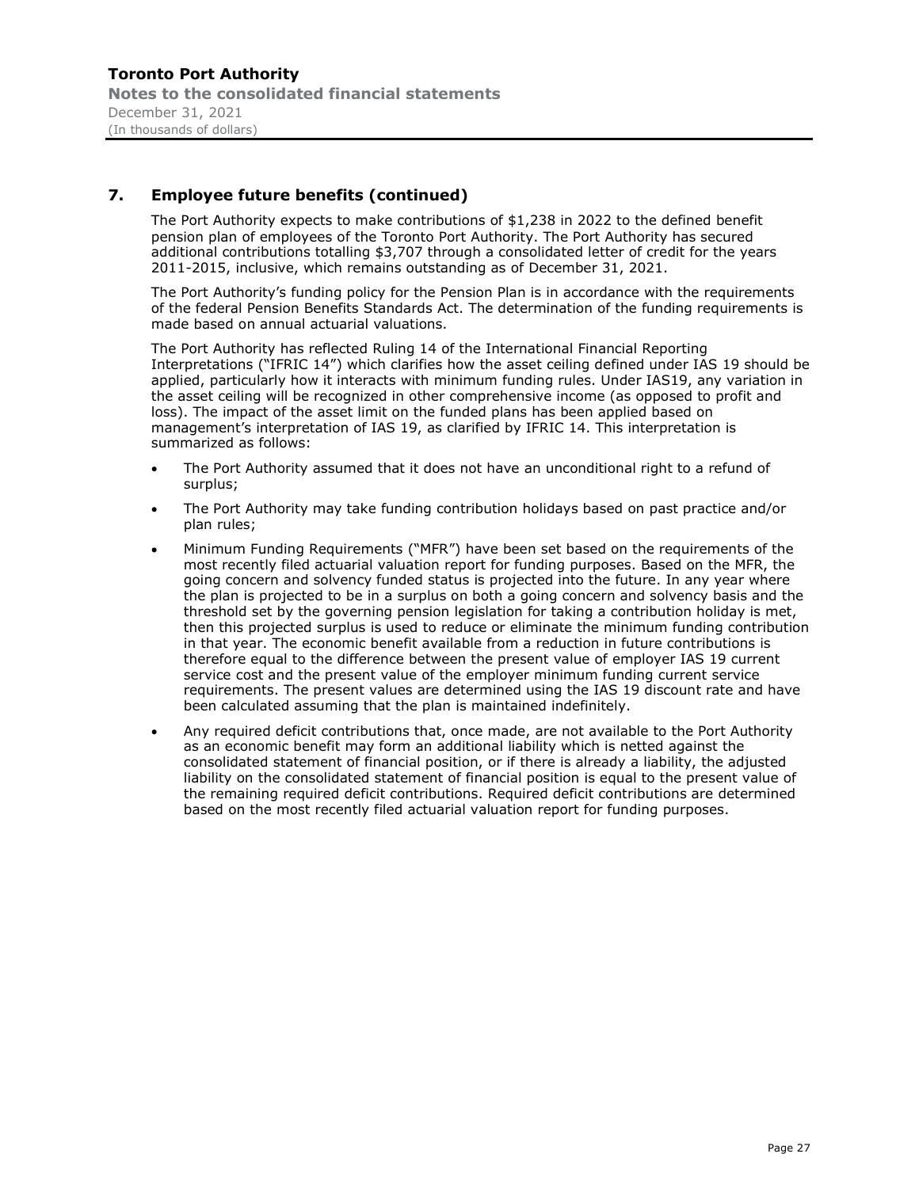## 7. Employee future benefits (continued)

The Port Authority expects to make contributions of $1,238 in 2022 to the defined benefit pension plan of employees of the Toronto Port Authority. The Port Authority has secured additional contributions totalling $3,707 through a consolidated letter of credit for the years 2011-2015, inclusive, which remains outstanding as of December 31, 2021.

The Port Authority's funding policy for the Pension Plan is in accordance with the requirements of the federal Pension Benefits Standards Act. The determination of the funding requirements is made based on annual actuarial valuations.

The Port Authority has reflected Ruling 14 of the International Financial Reporting Interpretations ("IFRIC 14") which clarifies how the asset ceiling defined under IAS 19 should be applied, particularly how it interacts with minimum funding rules. Under IAS19, any variation in the asset ceiling will be recognized in other comprehensive income (as opposed to profit and loss). The impact of the asset limit on the funded plans has been applied based on management's interpretation of IAS 19, as clarified by IFRIC 14. This interpretation is summarized as follows:

- The Port Authority assumed that it does not have an unconditional right to a refund of surplus;
- The Port Authority may take funding contribution holidays based on past practice and/or plan rules;
- Minimum Funding Requirements ("MFR") have been set based on the requirements of the most recently filed actuarial valuation report for funding purposes. Based on the MFR, the going concern and solvency funded status is projected into the future. In any year where the plan is projected to be in a surplus on both a going concern and solvency basis and the threshold set by the governing pension legislation for taking a contribution holiday is met, then this projected surplus is used to reduce or eliminate the minimum funding contribution in that year. The economic benefit available from a reduction in future contributions is therefore equal to the difference between the present value of employer IAS 19 current service cost and the present value of the employer minimum funding current service requirements. The present values are determined using the IAS 19 discount rate and have been calculated assuming that the plan is maintained indefinitely.
- Any required deficit contributions that, once made, are not available to the Port Authority as an economic benefit may form an additional liability which is netted against the consolidated statement of financial position, or if there is already a liability, the adjusted liability on the consolidated statement of financial position is equal to the present value of the remaining required deficit contributions. Required deficit contributions are determined based on the most recently filed actuarial valuation report for funding purposes.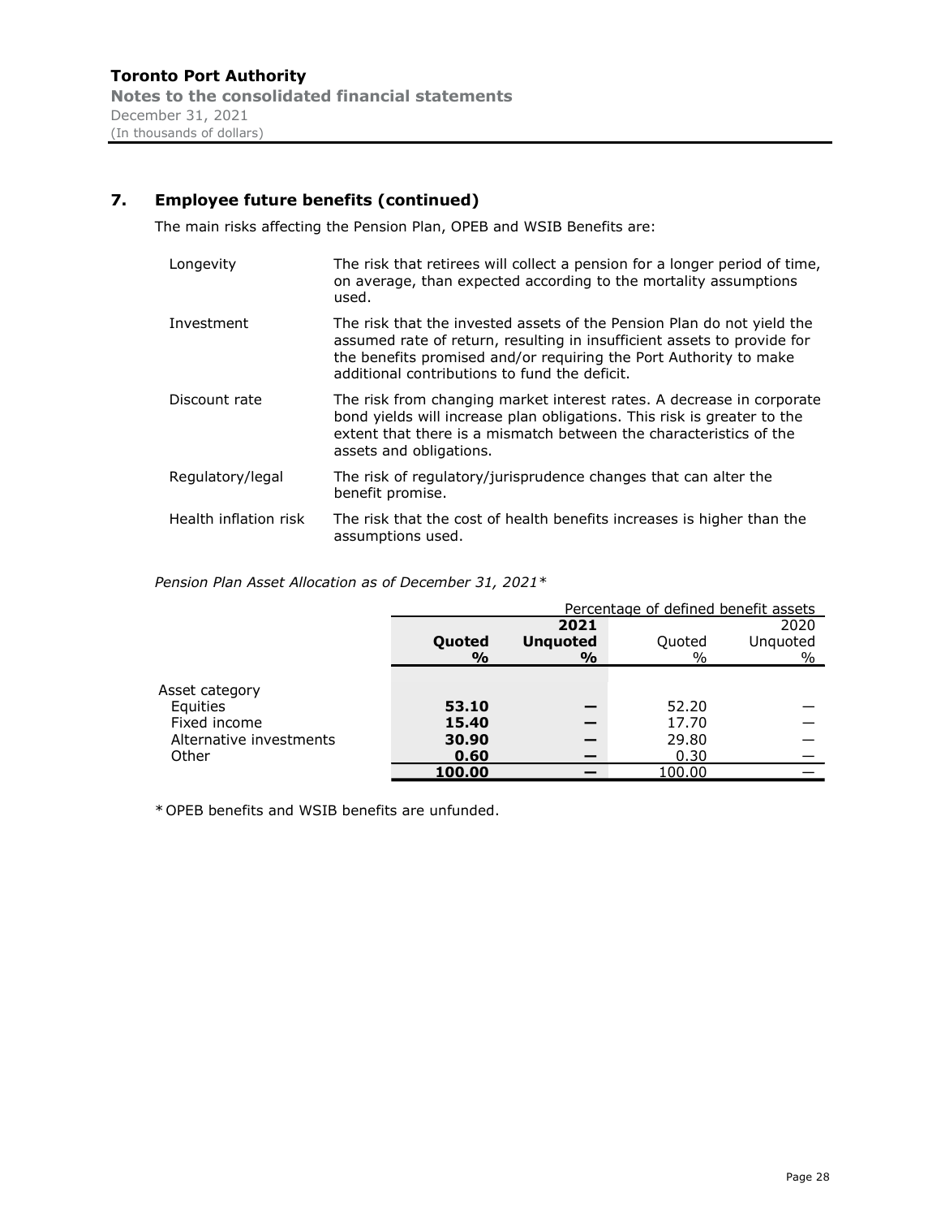## 7. Employee future benefits (continued)

The main risks affecting the Pension Plan, OPEB and WSIB Benefits are:

| | |
|---|---|
| Longevity | The risk that retirees will collect a pension for a longer period of time, on average, than expected according to the mortality assumptions used. |
| Investment | The risk that the invested assets of the Pension Plan do not yield the assumed rate of return, resulting in insufficient assets to provide for the benefits promised and/or requiring the Port Authority to make additional contributions to fund the deficit. |
| Discount rate | The risk from changing market interest rates. A decrease in corporate bond yields will increase plan obligations. This risk is greater to the extent that there is a mismatch between the characteristics of the assets and obligations. |
| Regulatory/legal | The risk of regulatory/jurisprudence changes that can alter the benefit promise. |
| Health inflation risk | The risk that the cost of health benefits increases is higher than the assumptions used. |

*Pension Plan Asset Allocation as of December 31, 2021\**

| | Percentage of defined benefit assets | | | |
|---|---|---|---|---|
| | | **2021** | | 2020 |
| | **Quoted %** | **Unquoted %** | Quoted % | Unquoted % |
| Asset category | | | | |
| Equities | **53.10** | **—** | 52.20 | — |
| Fixed income | **15.40** | **—** | 17.70 | — |
| Alternative investments | **30.90** | **—** | 29.80 | — |
| Other | **0.60** | **—** | 0.30 | — |
| | **100.00** | **—** | 100.00 | — |

\* OPEB benefits and WSIB benefits are unfunded.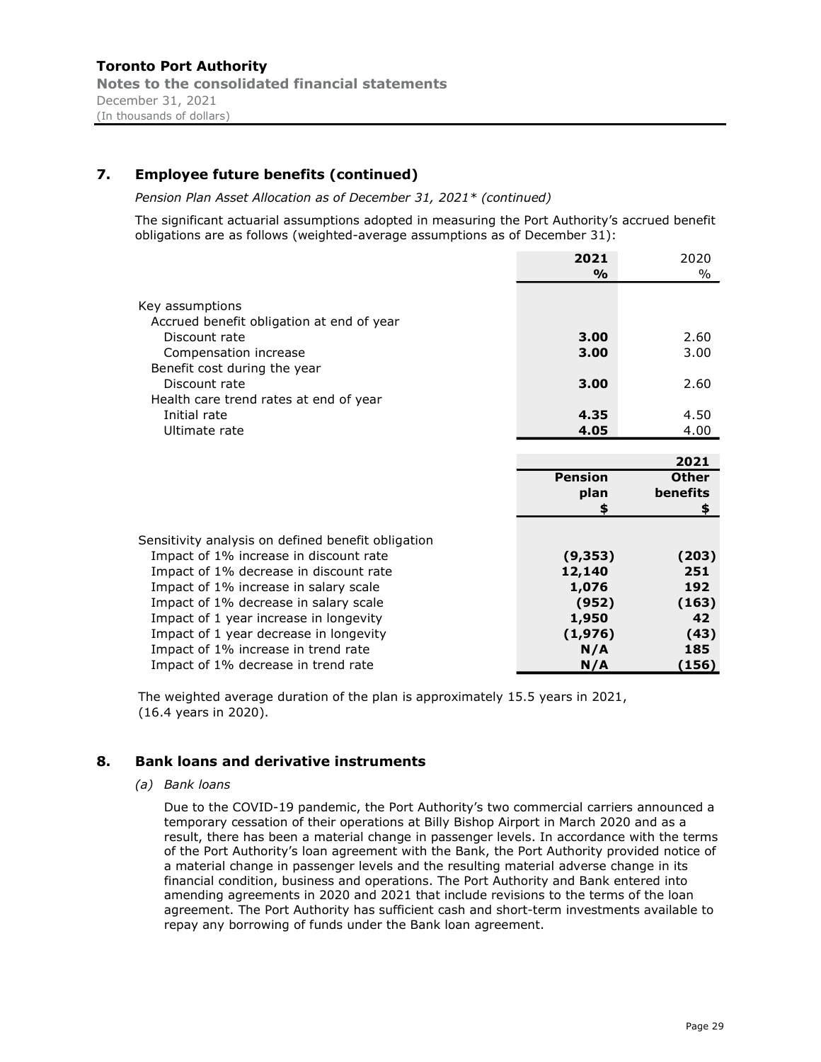## 7. Employee future benefits (continued)

*Pension Plan Asset Allocation as of December 31, 2021\* (continued)*

The significant actuarial assumptions adopted in measuring the Port Authority's accrued benefit obligations are as follows (weighted-average assumptions as of December 31):

| | **2021** | 2020 |
|---|---|---|
| | **%** | % |
| Key assumptions | | |
| Accrued benefit obligation at end of year | | |
| Discount rate | **3.00** | 2.60 |
| Compensation increase | **3.00** | 3.00 |
| Benefit cost during the year | | |
| Discount rate | **3.00** | 2.60 |
| Health care trend rates at end of year | | |
| Initial rate | **4.35** | 4.50 |
| Ultimate rate | **4.05** | 4.00 |

| | | **2021** |
|---|---|---|
| | **Pension plan** | **Other benefits** |
| | **$** | **$** |
| Sensitivity analysis on defined benefit obligation | | |
| Impact of 1% increase in discount rate | **(9,353)** | **(203)** |
| Impact of 1% decrease in discount rate | **12,140** | **251** |
| Impact of 1% increase in salary scale | **1,076** | **192** |
| Impact of 1% decrease in salary scale | **(952)** | **(163)** |
| Impact of 1 year increase in longevity | **1,950** | **42** |
| Impact of 1 year decrease in longevity | **(1,976)** | **(43)** |
| Impact of 1% increase in trend rate | **N/A** | **185** |
| Impact of 1% decrease in trend rate | **N/A** | **(156)** |

The weighted average duration of the plan is approximately 15.5 years in 2021, (16.4 years in 2020).

## 8. Bank loans and derivative instruments

*(a) Bank loans*

Due to the COVID-19 pandemic, the Port Authority's two commercial carriers announced a temporary cessation of their operations at Billy Bishop Airport in March 2020 and as a result, there has been a material change in passenger levels. In accordance with the terms of the Port Authority's loan agreement with the Bank, the Port Authority provided notice of a material change in passenger levels and the resulting material adverse change in its financial condition, business and operations. The Port Authority and Bank entered into amending agreements in 2020 and 2021 that include revisions to the terms of the loan agreement. The Port Authority has sufficient cash and short-term investments available to repay any borrowing of funds under the Bank loan agreement.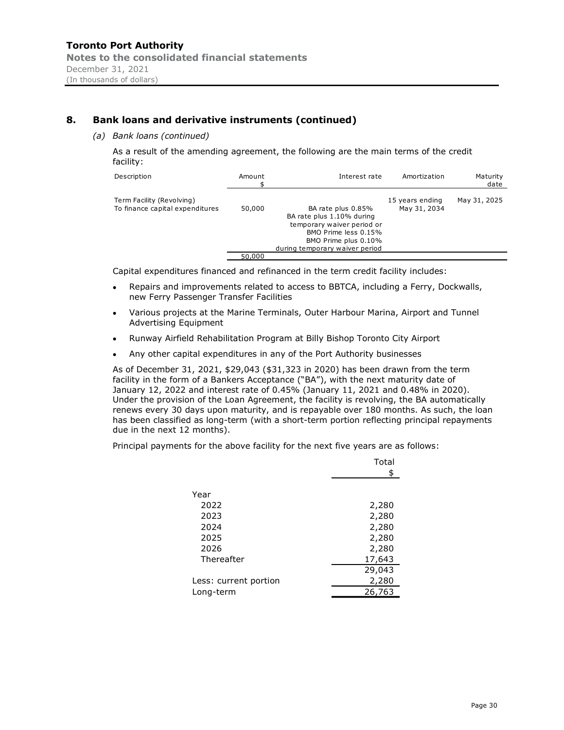## 8. Bank loans and derivative instruments (continued)

*(a) Bank loans (continued)*

As a result of the amending agreement, the following are the main terms of the credit facility:

| Description | Amount $ | Interest rate | Amortization | Maturity date |
|---|---|---|---|---|
| Term Facility (Revolving) | | | 15 years ending | May 31, 2025 |
| To finance capital expenditures | 50,000 | BA rate plus 0.85% BA rate plus 1.10% during temporary waiver period or BMO Prime less 0.15% BMO Prime plus 0.10% during temporary waiver period | May 31, 2034 | |
| | 50,000 | | | |

Capital expenditures financed and refinanced in the term credit facility includes:

- Repairs and improvements related to access to BBTCA, including a Ferry, Dockwalls, new Ferry Passenger Transfer Facilities
- Various projects at the Marine Terminals, Outer Harbour Marina, Airport and Tunnel Advertising Equipment
- Runway Airfield Rehabilitation Program at Billy Bishop Toronto City Airport
- Any other capital expenditures in any of the Port Authority businesses

As of December 31, 2021, $29,043 ($31,323 in 2020) has been drawn from the term facility in the form of a Bankers Acceptance ("BA"), with the next maturity date of January 12, 2022 and interest rate of 0.45% (January 11, 2021 and 0.48% in 2020). Under the provision of the Loan Agreement, the facility is revolving, the BA automatically renews every 30 days upon maturity, and is repayable over 180 months. As such, the loan has been classified as long-term (with a short-term portion reflecting principal repayments due in the next 12 months).

Principal payments for the above facility for the next five years are as follows:

| | Total $ |
|---|---|
| Year | |
| 2022 | 2,280 |
| 2023 | 2,280 |
| 2024 | 2,280 |
| 2025 | 2,280 |
| 2026 | 2,280 |
| Thereafter | 17,643 |
| | 29,043 |
| Less: current portion | 2,280 |
| Long-term | 26,763 |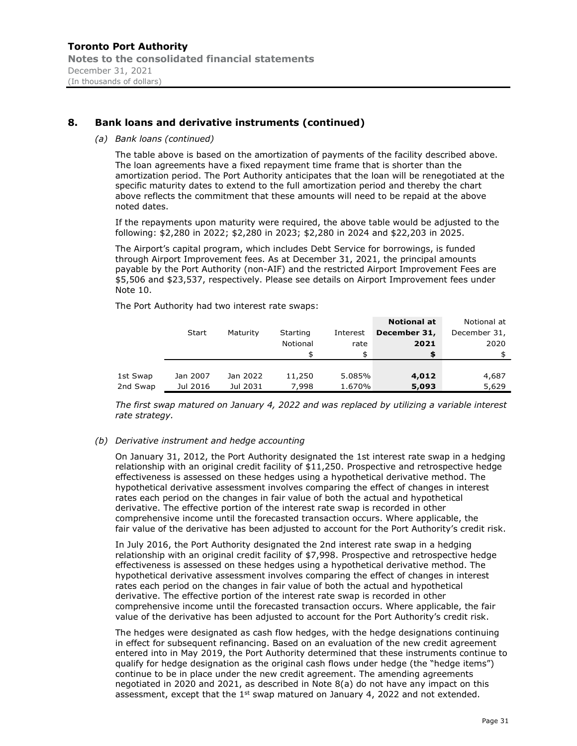## 8. Bank loans and derivative instruments (continued)

*(a) Bank loans (continued)*

The table above is based on the amortization of payments of the facility described above. The loan agreements have a fixed repayment time frame that is shorter than the amortization period. The Port Authority anticipates that the loan will be renegotiated at the specific maturity dates to extend to the full amortization period and thereby the chart above reflects the commitment that these amounts will need to be repaid at the above noted dates.

If the repayments upon maturity were required, the above table would be adjusted to the following: $2,280 in 2022; $2,280 in 2023; $2,280 in 2024 and $22,203 in 2025.

The Airport's capital program, which includes Debt Service for borrowings, is funded through Airport Improvement fees. As at December 31, 2021, the principal amounts payable by the Port Authority (non-AIF) and the restricted Airport Improvement Fees are $5,506 and $23,537, respectively. Please see details on Airport Improvement fees under Note 10.

The Port Authority had two interest rate swaps:

| | Start | Maturity | Starting Notional $ | Interest rate $ | **Notional at December 31, 2021 $** | Notional at December 31, 2020 $ |
|---|---|---|---|---|---|---|
| 1st Swap | Jan 2007 | Jan 2022 | 11,250 | 5.085% | **4,012** | 4,687 |
| 2nd Swap | Jul 2016 | Jul 2031 | 7,998 | 1.670% | **5,093** | 5,629 |

*The first swap matured on January 4, 2022 and was replaced by utilizing a variable interest rate strategy.*

*(b) Derivative instrument and hedge accounting*

On January 31, 2012, the Port Authority designated the 1st interest rate swap in a hedging relationship with an original credit facility of $11,250. Prospective and retrospective hedge effectiveness is assessed on these hedges using a hypothetical derivative method. The hypothetical derivative assessment involves comparing the effect of changes in interest rates each period on the changes in fair value of both the actual and hypothetical derivative. The effective portion of the interest rate swap is recorded in other comprehensive income until the forecasted transaction occurs. Where applicable, the fair value of the derivative has been adjusted to account for the Port Authority's credit risk.

In July 2016, the Port Authority designated the 2nd interest rate swap in a hedging relationship with an original credit facility of $7,998. Prospective and retrospective hedge effectiveness is assessed on these hedges using a hypothetical derivative method. The hypothetical derivative assessment involves comparing the effect of changes in interest rates each period on the changes in fair value of both the actual and hypothetical derivative. The effective portion of the interest rate swap is recorded in other comprehensive income until the forecasted transaction occurs. Where applicable, the fair value of the derivative has been adjusted to account for the Port Authority's credit risk.

The hedges were designated as cash flow hedges, with the hedge designations continuing in effect for subsequent refinancing. Based on an evaluation of the new credit agreement entered into in May 2019, the Port Authority determined that these instruments continue to qualify for hedge designation as the original cash flows under hedge (the "hedge items") continue to be in place under the new credit agreement. The amending agreements negotiated in 2020 and 2021, as described in Note 8(a) do not have any impact on this assessment, except that the 1st swap matured on January 4, 2022 and not extended.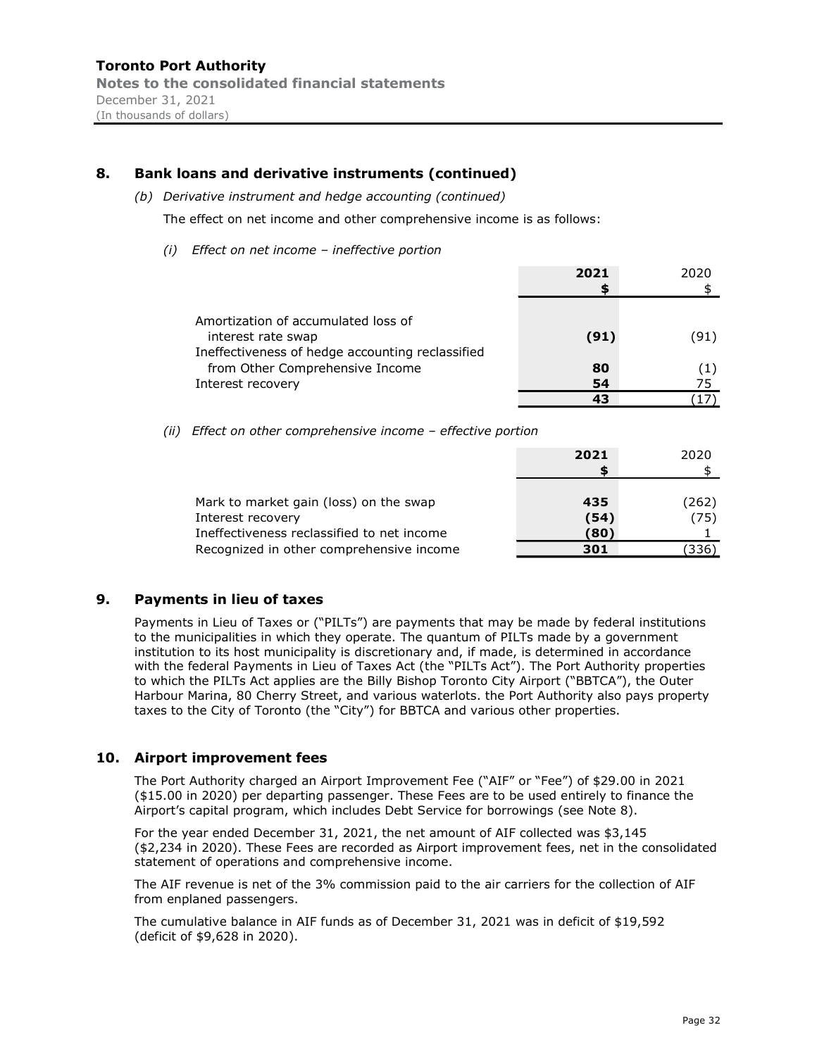## 8. Bank loans and derivative instruments (continued)

*(b) Derivative instrument and hedge accounting (continued)*

The effect on net income and other comprehensive income is as follows:

*(i) Effect on net income – ineffective portion*

| | **2021** **$** | 2020 $ |
|---|---|---|
| Amortization of accumulated loss of interest rate swap | **(91)** | (91) |
| Ineffectiveness of hedge accounting reclassified from Other Comprehensive Income | **80** | (1) |
| Interest recovery | **54** | 75 |
| | **43** | (17) |

*(ii) Effect on other comprehensive income – effective portion*

| | **2021** **$** | 2020 $ |
|---|---|---|
| Mark to market gain (loss) on the swap | **435** | (262) |
| Interest recovery | **(54)** | (75) |
| Ineffectiveness reclassified to net income | **(80)** | 1 |
| Recognized in other comprehensive income | **301** | (336) |

## 9. Payments in lieu of taxes

Payments in Lieu of Taxes or ("PILTs") are payments that may be made by federal institutions to the municipalities in which they operate. The quantum of PILTs made by a government institution to its host municipality is discretionary and, if made, is determined in accordance with the federal Payments in Lieu of Taxes Act (the "PILTs Act"). The Port Authority properties to which the PILTs Act applies are the Billy Bishop Toronto City Airport ("BBTCA"), the Outer Harbour Marina, 80 Cherry Street, and various waterlots. the Port Authority also pays property taxes to the City of Toronto (the "City") for BBTCA and various other properties.

## 10. Airport improvement fees

The Port Authority charged an Airport Improvement Fee ("AIF" or "Fee") of $29.00 in 2021 ($15.00 in 2020) per departing passenger. These Fees are to be used entirely to finance the Airport's capital program, which includes Debt Service for borrowings (see Note 8).

For the year ended December 31, 2021, the net amount of AIF collected was $3,145 ($2,234 in 2020). These Fees are recorded as Airport improvement fees, net in the consolidated statement of operations and comprehensive income.

The AIF revenue is net of the 3% commission paid to the air carriers for the collection of AIF from enplaned passengers.

The cumulative balance in AIF funds as of December 31, 2021 was in deficit of $19,592 (deficit of $9,628 in 2020).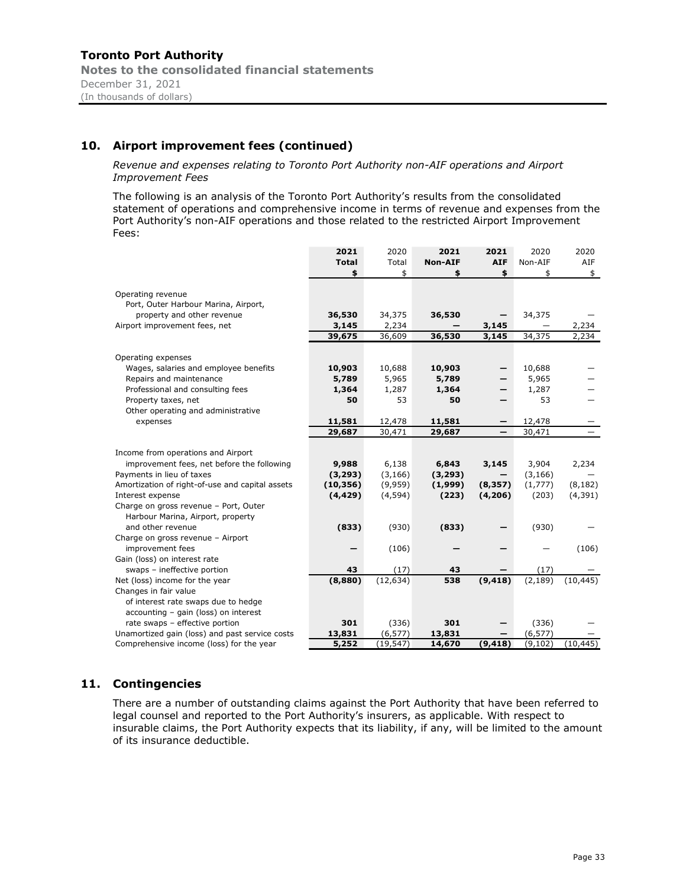## 10. Airport improvement fees (continued)

*Revenue and expenses relating to Toronto Port Authority non-AIF operations and Airport Improvement Fees*

The following is an analysis of the Toronto Port Authority's results from the consolidated statement of operations and comprehensive income in terms of revenue and expenses from the Port Authority's non-AIF operations and those related to the restricted Airport Improvement Fees:

| | **2021 Total $** | 2020 Total $ | **2021 Non-AIF $** | **2021 AIF $** | 2020 Non-AIF $ | 2020 AIF $ |
|---|---|---|---|---|---|---|
| Operating revenue | | | | | | |
| Port, Outer Harbour Marina, Airport, property and other revenue | **36,530** | 34,375 | **36,530** | **—** | 34,375 | — |
| Airport improvement fees, net | **3,145** | 2,234 | **—** | **3,145** | — | 2,234 |
| | **39,675** | 36,609 | **36,530** | **3,145** | 34,375 | 2,234 |
| Operating expenses | | | | | | |
| Wages, salaries and employee benefits | **10,903** | 10,688 | **10,903** | **—** | 10,688 | — |
| Repairs and maintenance | **5,789** | 5,965 | **5,789** | **—** | 5,965 | — |
| Professional and consulting fees | **1,364** | 1,287 | **1,364** | **—** | 1,287 | — |
| Property taxes, net | **50** | 53 | **50** | **—** | 53 | — |
| Other operating and administrative expenses | **11,581** | 12,478 | **11,581** | **—** | 12,478 | — |
| | **29,687** | 30,471 | **29,687** | **—** | 30,471 | — |
| Income from operations and Airport improvement fees, net before the following | **9,988** | 6,138 | **6,843** | **3,145** | 3,904 | 2,234 |
| Payments in lieu of taxes | **(3,293)** | (3,166) | **(3,293)** | **—** | (3,166) | — |
| Amortization of right-of-use and capital assets | **(10,356)** | (9,959) | **(1,999)** | **(8,357)** | (1,777) | (8,182) |
| Interest expense | **(4,429)** | (4,594) | **(223)** | **(4,206)** | (203) | (4,391) |
| Charge on gross revenue – Port, Outer Harbour Marina, Airport, property and other revenue | **(833)** | (930) | **(833)** | **—** | (930) | — |
| Charge on gross revenue – Airport improvement fees | **—** | (106) | **—** | **—** | — | (106) |
| Gain (loss) on interest rate swaps – ineffective portion | **43** | (17) | **43** | **—** | (17) | — |
| Net (loss) income for the year | **(8,880)** | (12,634) | **538** | **(9,418)** | (2,189) | (10,445) |
| Changes in fair value of interest rate swaps due to hedge accounting – gain (loss) on interest rate swaps – effective portion | **301** | (336) | **301** | **—** | (336) | — |
| Unamortized gain (loss) and past service costs | **13,831** | (6,577) | **13,831** | **—** | (6,577) | — |
| Comprehensive income (loss) for the year | **5,252** | (19,547) | **14,670** | **(9,418)** | (9,102) | (10,445) |

## 11. Contingencies

There are a number of outstanding claims against the Port Authority that have been referred to legal counsel and reported to the Port Authority's insurers, as applicable. With respect to insurable claims, the Port Authority expects that its liability, if any, will be limited to the amount of its insurance deductible.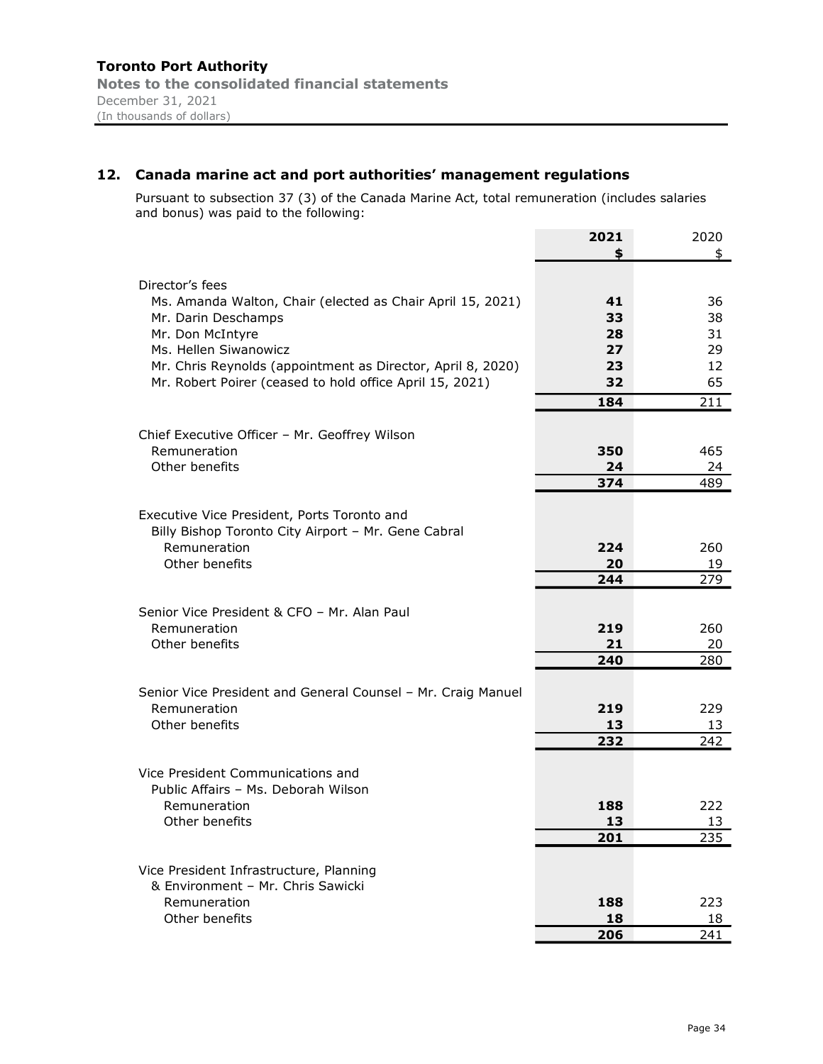## 12. Canada marine act and port authorities' management regulations

Pursuant to subsection 37 (3) of the Canada Marine Act, total remuneration (includes salaries and bonus) was paid to the following:

| | 2021 | 2020 |
|---|---|---|
| | $ | $ |
| Director's fees | | |
| Ms. Amanda Walton, Chair (elected as Chair April 15, 2021) | 41 | 36 |
| Mr. Darin Deschamps | 33 | 38 |
| Mr. Don McIntyre | 28 | 31 |
| Ms. Hellen Siwanowicz | 27 | 29 |
| Mr. Chris Reynolds (appointment as Director, April 8, 2020) | 23 | 12 |
| Mr. Robert Poirer (ceased to hold office April 15, 2021) | 32 | 65 |
| | 184 | 211 |
| Chief Executive Officer – Mr. Geoffrey Wilson | | |
| Remuneration | 350 | 465 |
| Other benefits | 24 | 24 |
| | 374 | 489 |
| Executive Vice President, Ports Toronto and Billy Bishop Toronto City Airport – Mr. Gene Cabral | | |
| Remuneration | 224 | 260 |
| Other benefits | 20 | 19 |
| | 244 | 279 |
| Senior Vice President & CFO – Mr. Alan Paul | | |
| Remuneration | 219 | 260 |
| Other benefits | 21 | 20 |
| | 240 | 280 |
| Senior Vice President and General Counsel – Mr. Craig Manuel | | |
| Remuneration | 219 | 229 |
| Other benefits | 13 | 13 |
| | 232 | 242 |
| Vice President Communications and Public Affairs – Ms. Deborah Wilson | | |
| Remuneration | 188 | 222 |
| Other benefits | 13 | 13 |
| | 201 | 235 |
| Vice President Infrastructure, Planning & Environment – Mr. Chris Sawicki | | |
| Remuneration | 188 | 223 |
| Other benefits | 18 | 18 |
| | 206 | 241 |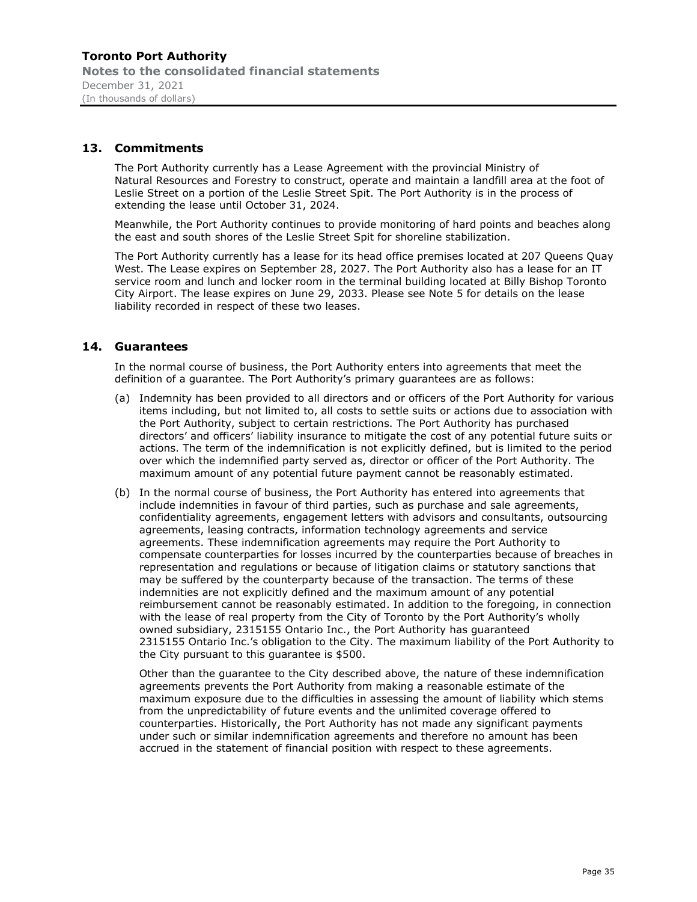## 13. Commitments

The Port Authority currently has a Lease Agreement with the provincial Ministry of Natural Resources and Forestry to construct, operate and maintain a landfill area at the foot of Leslie Street on a portion of the Leslie Street Spit. The Port Authority is in the process of extending the lease until October 31, 2024.

Meanwhile, the Port Authority continues to provide monitoring of hard points and beaches along the east and south shores of the Leslie Street Spit for shoreline stabilization.

The Port Authority currently has a lease for its head office premises located at 207 Queens Quay West. The Lease expires on September 28, 2027. The Port Authority also has a lease for an IT service room and lunch and locker room in the terminal building located at Billy Bishop Toronto City Airport. The lease expires on June 29, 2033. Please see Note 5 for details on the lease liability recorded in respect of these two leases.

## 14. Guarantees

In the normal course of business, the Port Authority enters into agreements that meet the definition of a guarantee. The Port Authority's primary guarantees are as follows:

(a) Indemnity has been provided to all directors and or officers of the Port Authority for various items including, but not limited to, all costs to settle suits or actions due to association with the Port Authority, subject to certain restrictions. The Port Authority has purchased directors' and officers' liability insurance to mitigate the cost of any potential future suits or actions. The term of the indemnification is not explicitly defined, but is limited to the period over which the indemnified party served as, director or officer of the Port Authority. The maximum amount of any potential future payment cannot be reasonably estimated.

(b) In the normal course of business, the Port Authority has entered into agreements that include indemnities in favour of third parties, such as purchase and sale agreements, confidentiality agreements, engagement letters with advisors and consultants, outsourcing agreements, leasing contracts, information technology agreements and service agreements. These indemnification agreements may require the Port Authority to compensate counterparties for losses incurred by the counterparties because of breaches in representation and regulations or because of litigation claims or statutory sanctions that may be suffered by the counterparty because of the transaction. The terms of these indemnities are not explicitly defined and the maximum amount of any potential reimbursement cannot be reasonably estimated. In addition to the foregoing, in connection with the lease of real property from the City of Toronto by the Port Authority's wholly owned subsidiary, 2315155 Ontario Inc., the Port Authority has guaranteed 2315155 Ontario Inc.'s obligation to the City. The maximum liability of the Port Authority to the City pursuant to this guarantee is $500.

Other than the guarantee to the City described above, the nature of these indemnification agreements prevents the Port Authority from making a reasonable estimate of the maximum exposure due to the difficulties in assessing the amount of liability which stems from the unpredictability of future events and the unlimited coverage offered to counterparties. Historically, the Port Authority has not made any significant payments under such or similar indemnification agreements and therefore no amount has been accrued in the statement of financial position with respect to these agreements.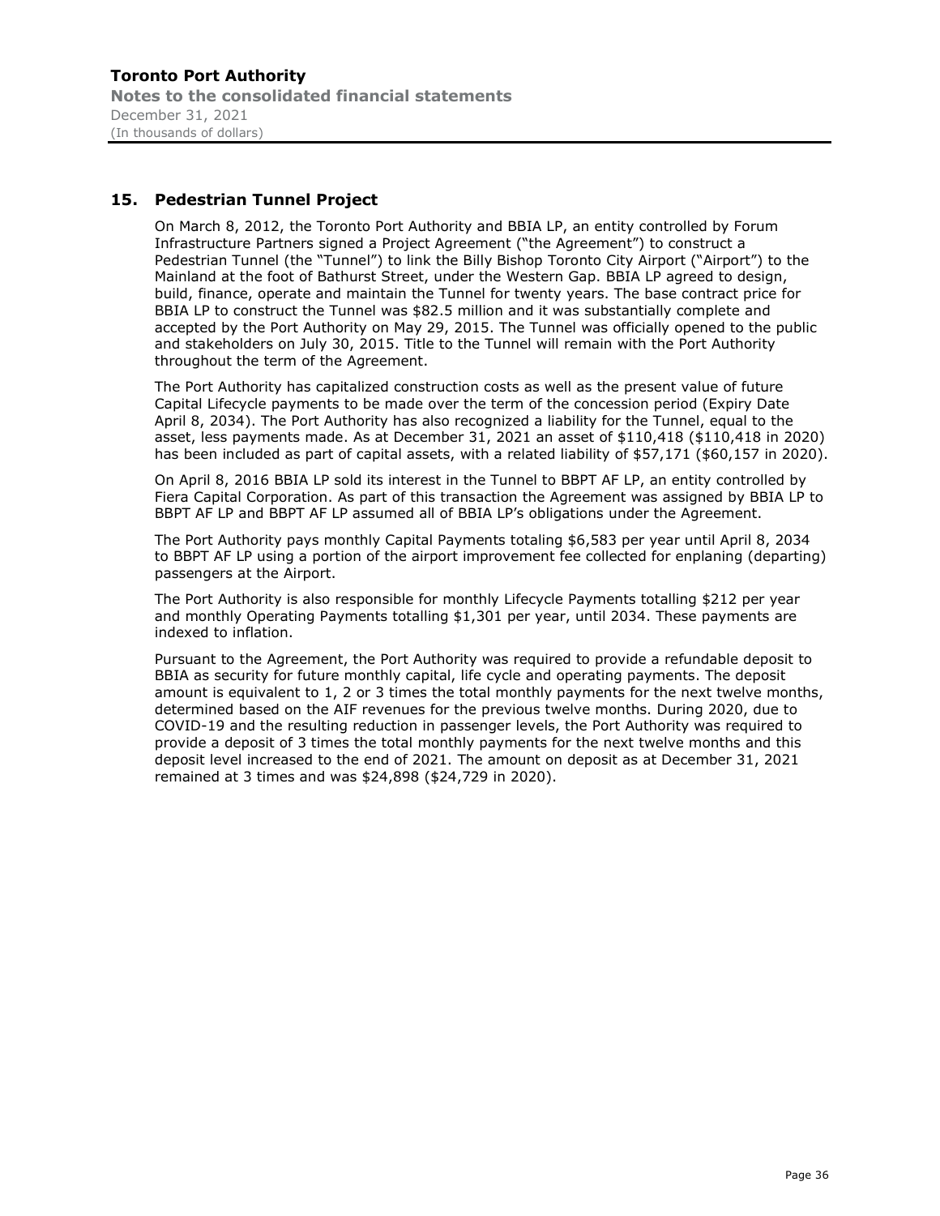## 15. Pedestrian Tunnel Project

On March 8, 2012, the Toronto Port Authority and BBIA LP, an entity controlled by Forum Infrastructure Partners signed a Project Agreement ("the Agreement") to construct a Pedestrian Tunnel (the "Tunnel") to link the Billy Bishop Toronto City Airport ("Airport") to the Mainland at the foot of Bathurst Street, under the Western Gap. BBIA LP agreed to design, build, finance, operate and maintain the Tunnel for twenty years. The base contract price for BBIA LP to construct the Tunnel was $82.5 million and it was substantially complete and accepted by the Port Authority on May 29, 2015. The Tunnel was officially opened to the public and stakeholders on July 30, 2015. Title to the Tunnel will remain with the Port Authority throughout the term of the Agreement.

The Port Authority has capitalized construction costs as well as the present value of future Capital Lifecycle payments to be made over the term of the concession period (Expiry Date April 8, 2034). The Port Authority has also recognized a liability for the Tunnel, equal to the asset, less payments made. As at December 31, 2021 an asset of $110,418 ($110,418 in 2020) has been included as part of capital assets, with a related liability of $57,171 ($60,157 in 2020).

On April 8, 2016 BBIA LP sold its interest in the Tunnel to BBPT AF LP, an entity controlled by Fiera Capital Corporation. As part of this transaction the Agreement was assigned by BBIA LP to BBPT AF LP and BBPT AF LP assumed all of BBIA LP's obligations under the Agreement.

The Port Authority pays monthly Capital Payments totaling $6,583 per year until April 8, 2034 to BBPT AF LP using a portion of the airport improvement fee collected for enplaning (departing) passengers at the Airport.

The Port Authority is also responsible for monthly Lifecycle Payments totalling $212 per year and monthly Operating Payments totalling $1,301 per year, until 2034. These payments are indexed to inflation.

Pursuant to the Agreement, the Port Authority was required to provide a refundable deposit to BBIA as security for future monthly capital, life cycle and operating payments. The deposit amount is equivalent to 1, 2 or 3 times the total monthly payments for the next twelve months, determined based on the AIF revenues for the previous twelve months. During 2020, due to COVID-19 and the resulting reduction in passenger levels, the Port Authority was required to provide a deposit of 3 times the total monthly payments for the next twelve months and this deposit level increased to the end of 2021. The amount on deposit as at December 31, 2021 remained at 3 times and was $24,898 ($24,729 in 2020).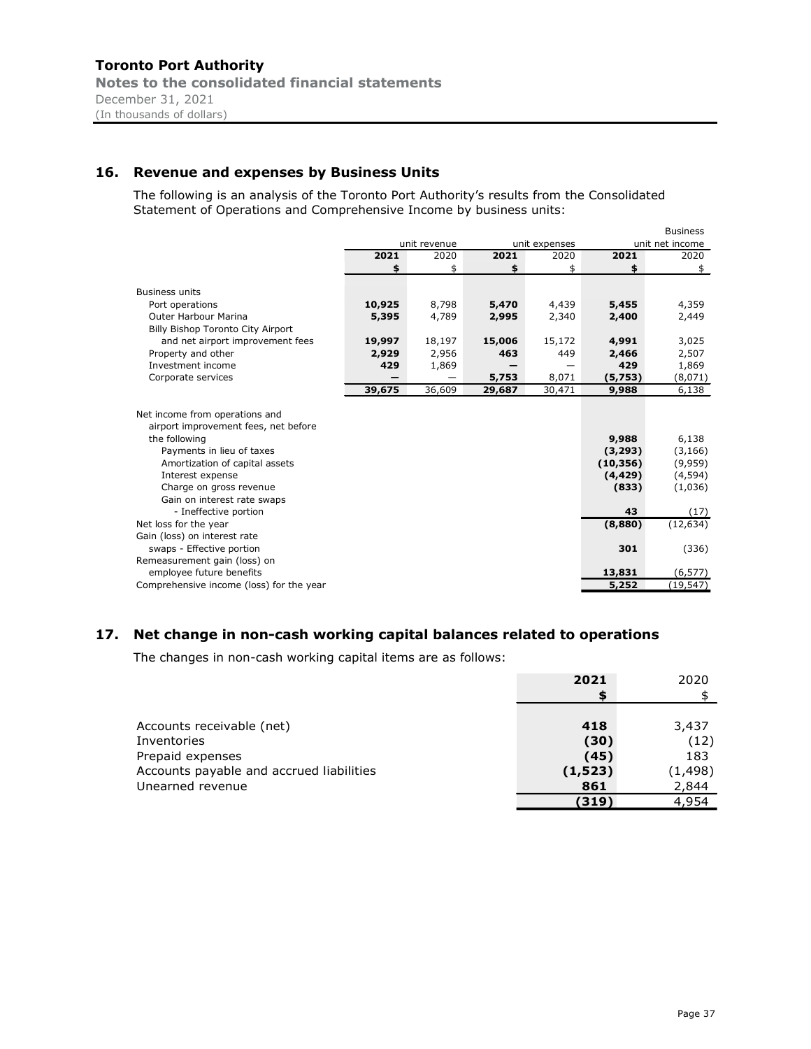## 16. Revenue and expenses by Business Units

The following is an analysis of the Toronto Port Authority's results from the Consolidated Statement of Operations and Comprehensive Income by business units:

| | Business unit revenue | | Business unit expenses | | Business unit net income | |
|---|---|---|---|---|---|---|
| | **2021** | 2020 | **2021** | 2020 | **2021** | 2020 |
| | **$** | $ | **$** | $ | **$** | $ |
| Business units | | | | | | |
| Port operations | **10,925** | 8,798 | **5,470** | 4,439 | **5,455** | 4,359 |
| Outer Harbour Marina | **5,395** | 4,789 | **2,995** | 2,340 | **2,400** | 2,449 |
| Billy Bishop Toronto City Airport and net airport improvement fees | **19,997** | 18,197 | **15,006** | 15,172 | **4,991** | 3,025 |
| Property and other | **2,929** | 2,956 | **463** | 449 | **2,466** | 2,507 |
| Investment income | **429** | 1,869 | **—** | — | **429** | 1,869 |
| Corporate services | **—** | — | **5,753** | 8,071 | **(5,753)** | (8,071) |
| | **39,675** | 36,609 | **29,687** | 30,471 | **9,988** | 6,138 |
| Net income from operations and airport improvement fees, net before the following | | | | | **9,988** | 6,138 |
| Payments in lieu of taxes | | | | | **(3,293)** | (3,166) |
| Amortization of capital assets | | | | | **(10,356)** | (9,959) |
| Interest expense | | | | | **(4,429)** | (4,594) |
| Charge on gross revenue | | | | | **(833)** | (1,036) |
| Gain on interest rate swaps - Ineffective portion | | | | | **43** | (17) |
| Net loss for the year | | | | | **(8,880)** | (12,634) |
| Gain (loss) on interest rate swaps - Effective portion | | | | | **301** | (336) |
| Remeasurement gain (loss) on employee future benefits | | | | | **13,831** | (6,577) |
| Comprehensive income (loss) for the year | | | | | **5,252** | (19,547) |

## 17. Net change in non-cash working capital balances related to operations

The changes in non-cash working capital items are as follows:

| | **2021** | 2020 |
|---|---|---|
| | **$** | $ |
| Accounts receivable (net) | **418** | 3,437 |
| Inventories | **(30)** | (12) |
| Prepaid expenses | **(45)** | 183 |
| Accounts payable and accrued liabilities | **(1,523)** | (1,498) |
| Unearned revenue | **861** | 2,844 |
| | **(319)** | 4,954 |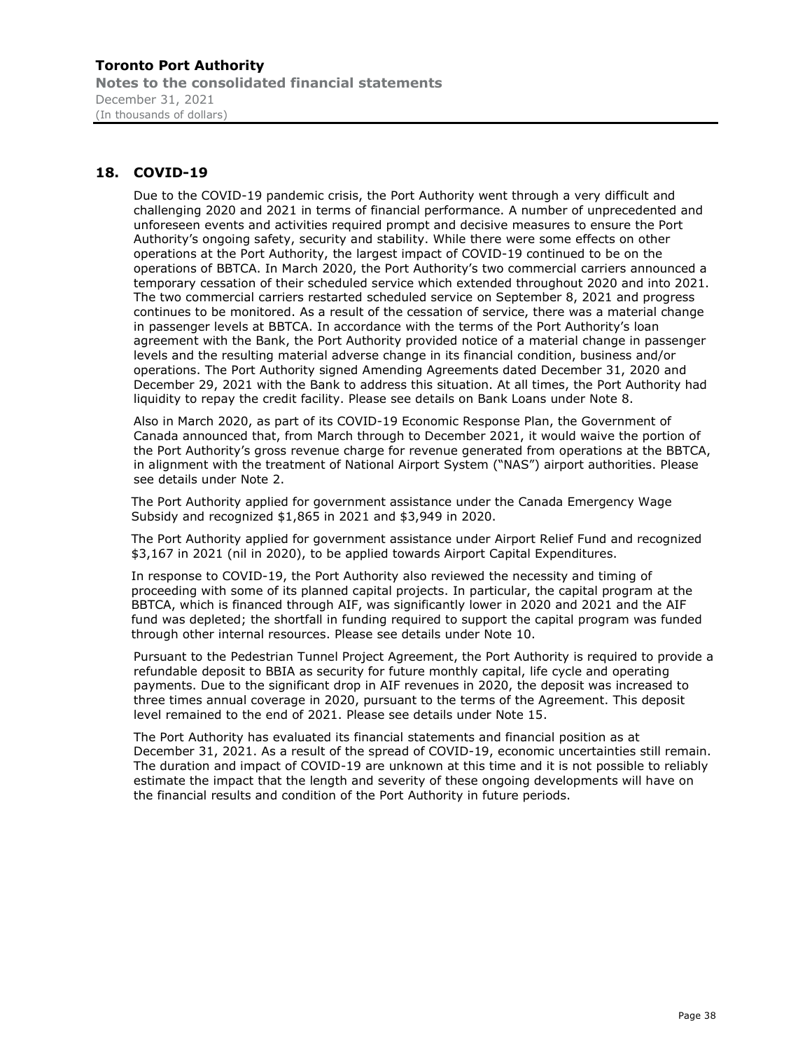## 18. COVID-19

Due to the COVID-19 pandemic crisis, the Port Authority went through a very difficult and challenging 2020 and 2021 in terms of financial performance. A number of unprecedented and unforeseen events and activities required prompt and decisive measures to ensure the Port Authority's ongoing safety, security and stability. While there were some effects on other operations at the Port Authority, the largest impact of COVID-19 continued to be on the operations of BBTCA. In March 2020, the Port Authority's two commercial carriers announced a temporary cessation of their scheduled service which extended throughout 2020 and into 2021. The two commercial carriers restarted scheduled service on September 8, 2021 and progress continues to be monitored. As a result of the cessation of service, there was a material change in passenger levels at BBTCA. In accordance with the terms of the Port Authority's loan agreement with the Bank, the Port Authority provided notice of a material change in passenger levels and the resulting material adverse change in its financial condition, business and/or operations. The Port Authority signed Amending Agreements dated December 31, 2020 and December 29, 2021 with the Bank to address this situation. At all times, the Port Authority had liquidity to repay the credit facility. Please see details on Bank Loans under Note 8.

Also in March 2020, as part of its COVID-19 Economic Response Plan, the Government of Canada announced that, from March through to December 2021, it would waive the portion of the Port Authority's gross revenue charge for revenue generated from operations at the BBTCA, in alignment with the treatment of National Airport System ("NAS") airport authorities. Please see details under Note 2.

The Port Authority applied for government assistance under the Canada Emergency Wage Subsidy and recognized $1,865 in 2021 and $3,949 in 2020.

The Port Authority applied for government assistance under Airport Relief Fund and recognized $3,167 in 2021 (nil in 2020), to be applied towards Airport Capital Expenditures.

In response to COVID-19, the Port Authority also reviewed the necessity and timing of proceeding with some of its planned capital projects. In particular, the capital program at the BBTCA, which is financed through AIF, was significantly lower in 2020 and 2021 and the AIF fund was depleted; the shortfall in funding required to support the capital program was funded through other internal resources. Please see details under Note 10.

Pursuant to the Pedestrian Tunnel Project Agreement, the Port Authority is required to provide a refundable deposit to BBIA as security for future monthly capital, life cycle and operating payments. Due to the significant drop in AIF revenues in 2020, the deposit was increased to three times annual coverage in 2020, pursuant to the terms of the Agreement. This deposit level remained to the end of 2021. Please see details under Note 15.

The Port Authority has evaluated its financial statements and financial position as at December 31, 2021. As a result of the spread of COVID-19, economic uncertainties still remain. The duration and impact of COVID-19 are unknown at this time and it is not possible to reliably estimate the impact that the length and severity of these ongoing developments will have on the financial results and condition of the Port Authority in future periods.